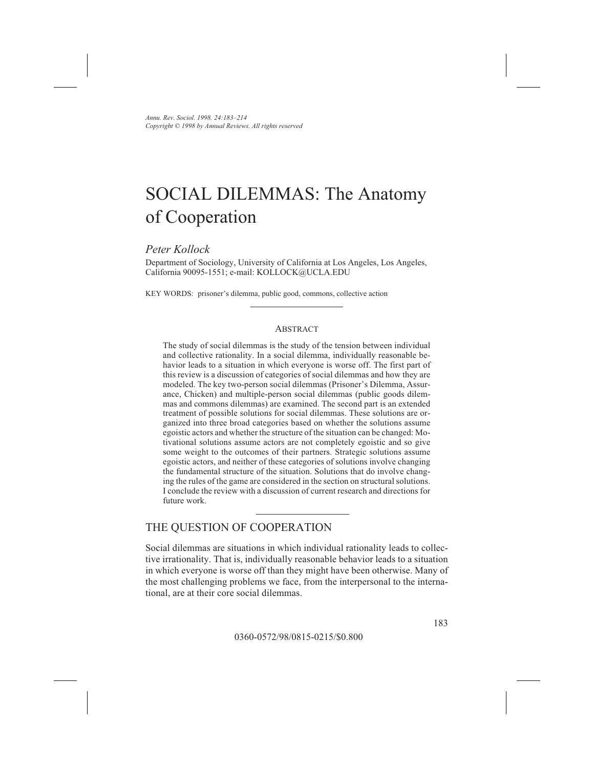# SOCIAL DILEMMAS: The Anatomy of Cooperation

*Peter Kollock*

Department of Sociology, University of California at Los Angeles, Los Angeles, California 90095-1551; e-mail: KOLLOCK@UCLA.EDU

KEY WORDS: prisoner's dilemma, public good, commons, collective action

## ABSTRACT

The study of social dilemmas is the study of the tension between individual and collective rationality. In a social dilemma, individually reasonable behavior leads to a situation in which everyone is worse off. The first part of this review is a discussion of categories of social dilemmas and how they are modeled. The key two-person social dilemmas (Prisoner's Dilemma, Assurance, Chicken) and multiple-person social dilemmas (public goods dilemmas and commons dilemmas) are examined. The second part is an extended treatment of possible solutions for social dilemmas. These solutions are organized into three broad categories based on whether the solutions assume egoistic actors and whether the structure of the situation can be changed: Motivational solutions assume actors are not completely egoistic and so give some weight to the outcomes of their partners. Strategic solutions assume egoistic actors, and neither of these categories of solutions involve changing the fundamental structure of the situation. Solutions that do involve changing the rules of the game are considered in the section on structural solutions. I conclude the review with a discussion of current research and directions for future work.

## THE QUESTION OF COOPERATION

Social dilemmas are situations in which individual rationality leads to collective irrationality. That is, individually reasonable behavior leads to a situation in which everyone is worse off than they might have been otherwise. Many of the most challenging problems we face, from the interpersonal to the international, are at their core social dilemmas.

0360-0572/98/0815-0215/$0.800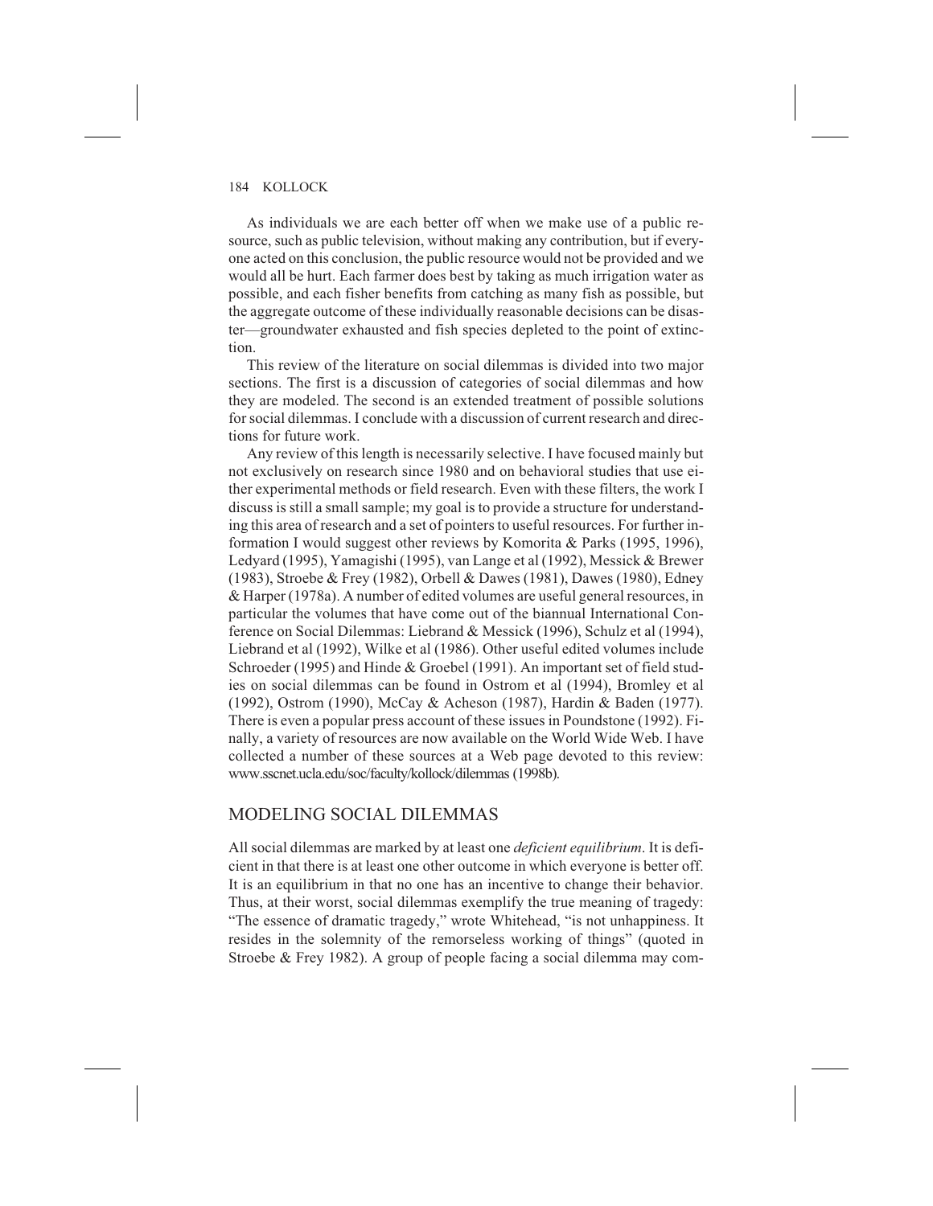As individuals we are each better off when we make use of a public resource, such as public television, without making any contribution, but if everyone acted on this conclusion, the public resource would not be provided and we would all be hurt. Each farmer does best by taking as much irrigation water as possible, and each fisher benefits from catching as many fish as possible, but the aggregate outcome of these individually reasonable decisions can be disaster—groundwater exhausted and fish species depleted to the point of extinction.

This review of the literature on social dilemmas is divided into two major sections. The first is a discussion of categories of social dilemmas and how they are modeled. The second is an extended treatment of possible solutions for social dilemmas. I conclude with a discussion of current research and directions for future work.

Any review of this length is necessarily selective. I have focused mainly but not exclusively on research since 1980 and on behavioral studies that use either experimental methods or field research. Even with these filters, the work I discuss is still a small sample; my goal is to provide a structure for understanding this area of research and a set of pointers to useful resources. For further information I would suggest other reviews by Komorita & Parks (1995, 1996), Ledyard (1995), Yamagishi (1995), van Lange et al (1992), Messick & Brewer (1983), Stroebe & Frey (1982), Orbell & Dawes (1981), Dawes (1980), Edney & Harper (1978a). A number of edited volumes are useful general resources, in particular the volumes that have come out of the biannual International Conference on Social Dilemmas: Liebrand & Messick (1996), Schulz et al (1994), Liebrand et al (1992), Wilke et al (1986). Other useful edited volumes include Schroeder (1995) and Hinde & Groebel (1991). An important set of field studies on social dilemmas can be found in Ostrom et al (1994), Bromley et al (1992), Ostrom (1990), McCay & Acheson (1987), Hardin & Baden (1977). There is even a popular press account of these issues in Poundstone (1992). Finally, a variety of resources are now available on the World Wide Web. I have collected a number of these sources at a Web page devoted to this review: www.sscnet.ucla.edu/soc/faculty/kollock/dilemmas (1998b).

## MODELING SOCIAL DILEMMAS

All social dilemmas are marked by at least one *deficient equilibrium*. It is deficient in that there is at least one other outcome in which everyone is better off. It is an equilibrium in that no one has an incentive to change their behavior. Thus, at their worst, social dilemmas exemplify the true meaning of tragedy: "The essence of dramatic tragedy," wrote Whitehead, "is not unhappiness. It resides in the solemnity of the remorseless working of things" (quoted in Stroebe & Frey 1982). A group of people facing a social dilemma may com-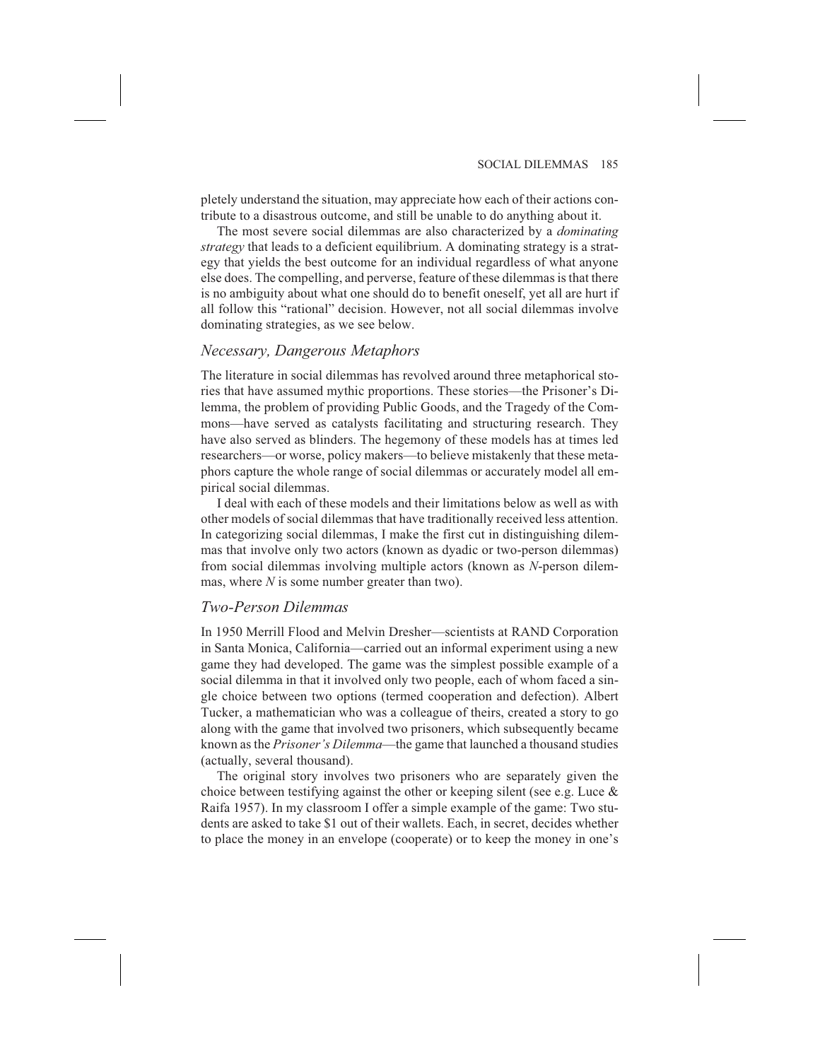pletely understand the situation, may appreciate how each of their actions contribute to a disastrous outcome, and still be unable to do anything about it.

The most severe social dilemmas are also characterized by a *dominating strategy* that leads to a deficient equilibrium. A dominating strategy is a strategy that yields the best outcome for an individual regardless of what anyone else does. The compelling, and perverse, feature of these dilemmas is that there is no ambiguity about what one should do to benefit oneself, yet all are hurt if all follow this "rational" decision. However, not all social dilemmas involve dominating strategies, as we see below.

## *Necessary, Dangerous Metaphors*

The literature in social dilemmas has revolved around three metaphorical stories that have assumed mythic proportions. These stories—the Prisoner's Dilemma, the problem of providing Public Goods, and the Tragedy of the Commons—have served as catalysts facilitating and structuring research. They have also served as blinders. The hegemony of these models has at times led researchers—or worse, policy makers—to believe mistakenly that these metaphors capture the whole range of social dilemmas or accurately model all empirical social dilemmas.

I deal with each of these models and their limitations below as well as with other models of social dilemmas that have traditionally received less attention. In categorizing social dilemmas, I make the first cut in distinguishing dilemmas that involve only two actors (known as dyadic or two-person dilemmas) from social dilemmas involving multiple actors (known as *N*-person dilemmas, where *N* is some number greater than two).

## *Two-Person Dilemmas*

In 1950 Merrill Flood and Melvin Dresher—scientists at RAND Corporation in Santa Monica, California—carried out an informal experiment using a new game they had developed. The game was the simplest possible example of a social dilemma in that it involved only two people, each of whom faced a single choice between two options (termed cooperation and defection). Albert Tucker, a mathematician who was a colleague of theirs, created a story to go along with the game that involved two prisoners, which subsequently became known as the *Prisoner's Dilemma*—the game that launched a thousand studies (actually, several thousand).

The original story involves two prisoners who are separately given the choice between testifying against the other or keeping silent (see e.g. Luce & Raifa 1957). In my classroom I offer a simple example of the game: Two students are asked to take $1 out of their wallets. Each, in secret, decides whether to place the money in an envelope (cooperate) or to keep the money in one's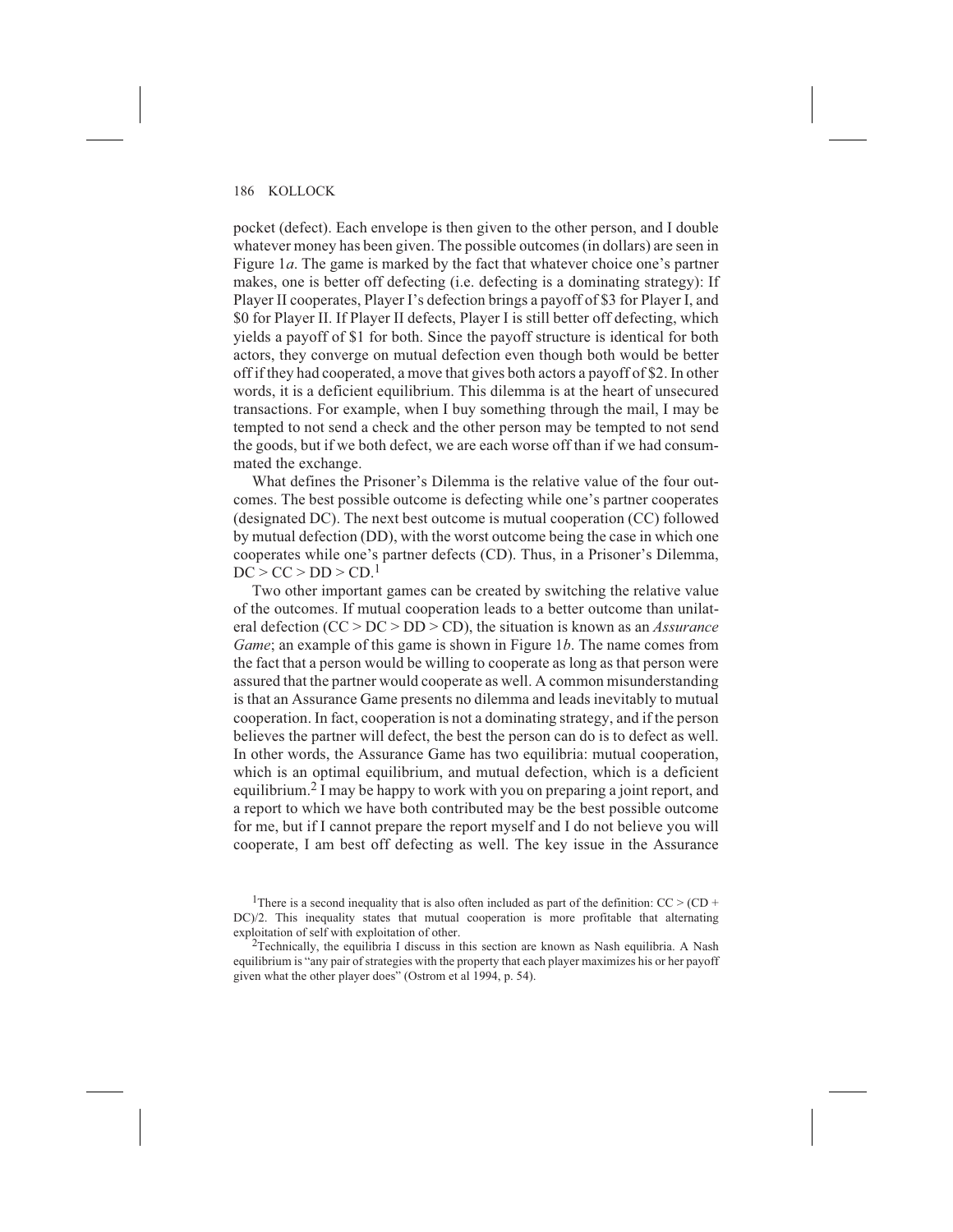pocket (defect). Each envelope is then given to the other person, and I double whatever money has been given. The possible outcomes (in dollars) are seen in Figure 1*a*. The game is marked by the fact that whatever choice one's partner makes, one is better off defecting (i.e. defecting is a dominating strategy): If Player II cooperates, Player I's defection brings a payoff of $3 for Player I, and $0 for Player II. If Player II defects, Player I is still better off defecting, which yields a payoff of $1 for both. Since the payoff structure is identical for both actors, they converge on mutual defection even though both would be better off if they had cooperated, a move that gives both actors a payoff of $2. In other words, it is a deficient equilibrium. This dilemma is at the heart of unsecured transactions. For example, when I buy something through the mail, I may be tempted to not send a check and the other person may be tempted to not send the goods, but if we both defect, we are each worse off than if we had consummated the exchange.

What defines the Prisoner's Dilemma is the relative value of the four outcomes. The best possible outcome is defecting while one's partner cooperates (designated DC). The next best outcome is mutual cooperation (CC) followed by mutual defection (DD), with the worst outcome being the case in which one cooperates while one's partner defects (CD). Thus, in a Prisoner's Dilemma, $DC > CC > DD > CD$.[1]

Two other important games can be created by switching the relative value of the outcomes. If mutual cooperation leads to a better outcome than unilateral defection ($CC > DC > DD > CD$), the situation is known as an *Assurance Game*; an example of this game is shown in Figure 1*b*. The name comes from the fact that a person would be willing to cooperate as long as that person were assured that the partner would cooperate as well. A common misunderstanding is that an Assurance Game presents no dilemma and leads inevitably to mutual cooperation. In fact, cooperation is not a dominating strategy, and if the person believes the partner will defect, the best the person can do is to defect as well. In other words, the Assurance Game has two equilibria: mutual cooperation, which is an optimal equilibrium, and mutual defection, which is a deficient equilibrium.[2] I may be happy to work with you on preparing a joint report, and a report to which we have both contributed may be the best possible outcome for me, but if I cannot prepare the report myself and I do not believe you will cooperate, I am best off defecting as well. The key issue in the Assurance

[1]There is a second inequality that is also often included as part of the definition: $CC > (CD + DC)/2$. This inequality states that mutual cooperation is more profitable that alternating exploitation of self with exploitation of other.

[2]Technically, the equilibria I discuss in this section are known as Nash equilibria. A Nash equilibrium is "any pair of strategies with the property that each player maximizes his or her payoff given what the other player does" (Ostrom et al 1994, p. 54).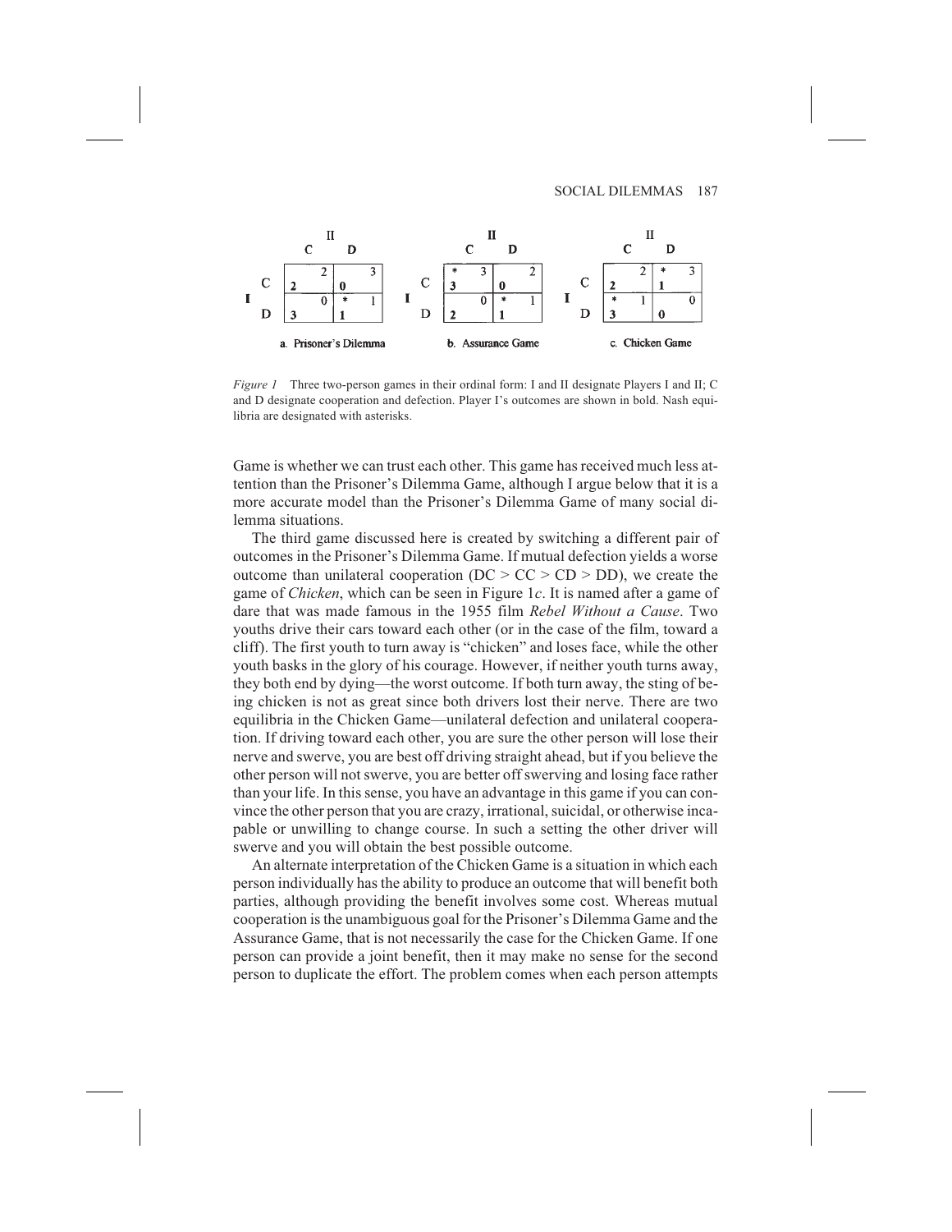| | | II: C | II: D |
|---|---|---|---|
| I | C | **2** / 2 | **0** / 3 |
| | D | **3** / 0 | * **1** / 1 |

a. Prisoner's Dilemma

| | | II: C | II: D |
|---|---|---|---|
| I | C | * **3** / 3 | **0** / 2 |
| | D | **2** / 0 | * **1** / 1 |

b. Assurance Game

| | | II: C | II: D |
|---|---|---|---|
| I | C | **2** / 2 | * **1** / 3 |
| | D | * **3** / 1 | **0** / 0 |

c. Chicken Game

*Figure 1* Three two-person games in their ordinal form: I and II designate Players I and II; C and D designate cooperation and defection. Player I's outcomes are shown in bold. Nash equilibria are designated with asterisks.

Game is whether we can trust each other. This game has received much less attention than the Prisoner's Dilemma Game, although I argue below that it is a more accurate model than the Prisoner's Dilemma Game of many social dilemma situations.

The third game discussed here is created by switching a different pair of outcomes in the Prisoner's Dilemma Game. If mutual defection yields a worse outcome than unilateral cooperation (DC > CC > CD > DD), we create the game of *Chicken*, which can be seen in Figure 1*c*. It is named after a game of dare that was made famous in the 1955 film *Rebel Without a Cause*. Two youths drive their cars toward each other (or in the case of the film, toward a cliff). The first youth to turn away is "chicken" and loses face, while the other youth basks in the glory of his courage. However, if neither youth turns away, they both end by dying—the worst outcome. If both turn away, the sting of being chicken is not as great since both drivers lost their nerve. There are two equilibria in the Chicken Game—unilateral defection and unilateral cooperation. If driving toward each other, you are sure the other person will lose their nerve and swerve, you are best off driving straight ahead, but if you believe the other person will not swerve, you are better off swerving and losing face rather than your life. In this sense, you have an advantage in this game if you can convince the other person that you are crazy, irrational, suicidal, or otherwise incapable or unwilling to change course. In such a setting the other driver will swerve and you will obtain the best possible outcome.

An alternate interpretation of the Chicken Game is a situation in which each person individually has the ability to produce an outcome that will benefit both parties, although providing the benefit involves some cost. Whereas mutual cooperation is the unambiguous goal for the Prisoner's Dilemma Game and the Assurance Game, that is not necessarily the case for the Chicken Game. If one person can provide a joint benefit, then it may make no sense for the second person to duplicate the effort. The problem comes when each person attempts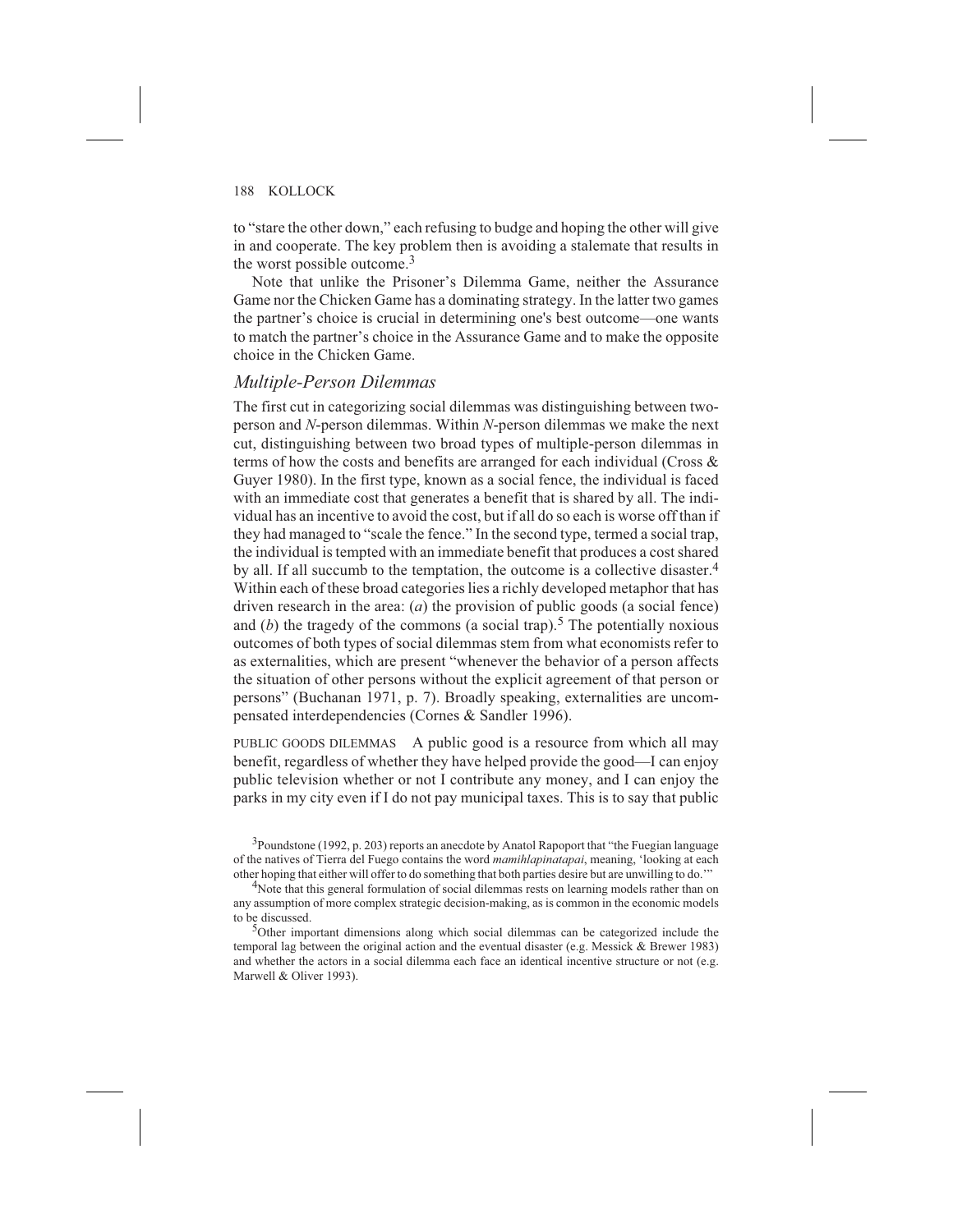to "stare the other down," each refusing to budge and hoping the other will give in and cooperate. The key problem then is avoiding a stalemate that results in the worst possible outcome.[3]

Note that unlike the Prisoner's Dilemma Game, neither the Assurance Game nor the Chicken Game has a dominating strategy. In the latter two games the partner's choice is crucial in determining one's best outcome—one wants to match the partner's choice in the Assurance Game and to make the opposite choice in the Chicken Game.

### *Multiple-Person Dilemmas*

The first cut in categorizing social dilemmas was distinguishing between two-person and *N*-person dilemmas. Within *N*-person dilemmas we make the next cut, distinguishing between two broad types of multiple-person dilemmas in terms of how the costs and benefits are arranged for each individual (Cross & Guyer 1980). In the first type, known as a social fence, the individual is faced with an immediate cost that generates a benefit that is shared by all. The individual has an incentive to avoid the cost, but if all do so each is worse off than if they had managed to "scale the fence." In the second type, termed a social trap, the individual is tempted with an immediate benefit that produces a cost shared by all. If all succumb to the temptation, the outcome is a collective disaster.[4] Within each of these broad categories lies a richly developed metaphor that has driven research in the area: (*a*) the provision of public goods (a social fence) and (*b*) the tragedy of the commons (a social trap).[5] The potentially noxious outcomes of both types of social dilemmas stem from what economists refer to as externalities, which are present "whenever the behavior of a person affects the situation of other persons without the explicit agreement of that person or persons" (Buchanan 1971, p. 7). Broadly speaking, externalities are uncompensated interdependencies (Cornes & Sandler 1996).

PUBLIC GOODS DILEMMAS  A public good is a resource from which all may benefit, regardless of whether they have helped provide the good—I can enjoy public television whether or not I contribute any money, and I can enjoy the parks in my city even if I do not pay municipal taxes. This is to say that public

[3]Poundstone (1992, p. 203) reports an anecdote by Anatol Rapoport that "the Fuegian language of the natives of Tierra del Fuego contains the word *mamihlapinatapai*, meaning, 'looking at each other hoping that either will offer to do something that both parties desire but are unwilling to do.'"

[4]Note that this general formulation of social dilemmas rests on learning models rather than on any assumption of more complex strategic decision-making, as is common in the economic models to be discussed.

[5]Other important dimensions along which social dilemmas can be categorized include the temporal lag between the original action and the eventual disaster (e.g. Messick & Brewer 1983) and whether the actors in a social dilemma each face an identical incentive structure or not (e.g. Marwell & Oliver 1993).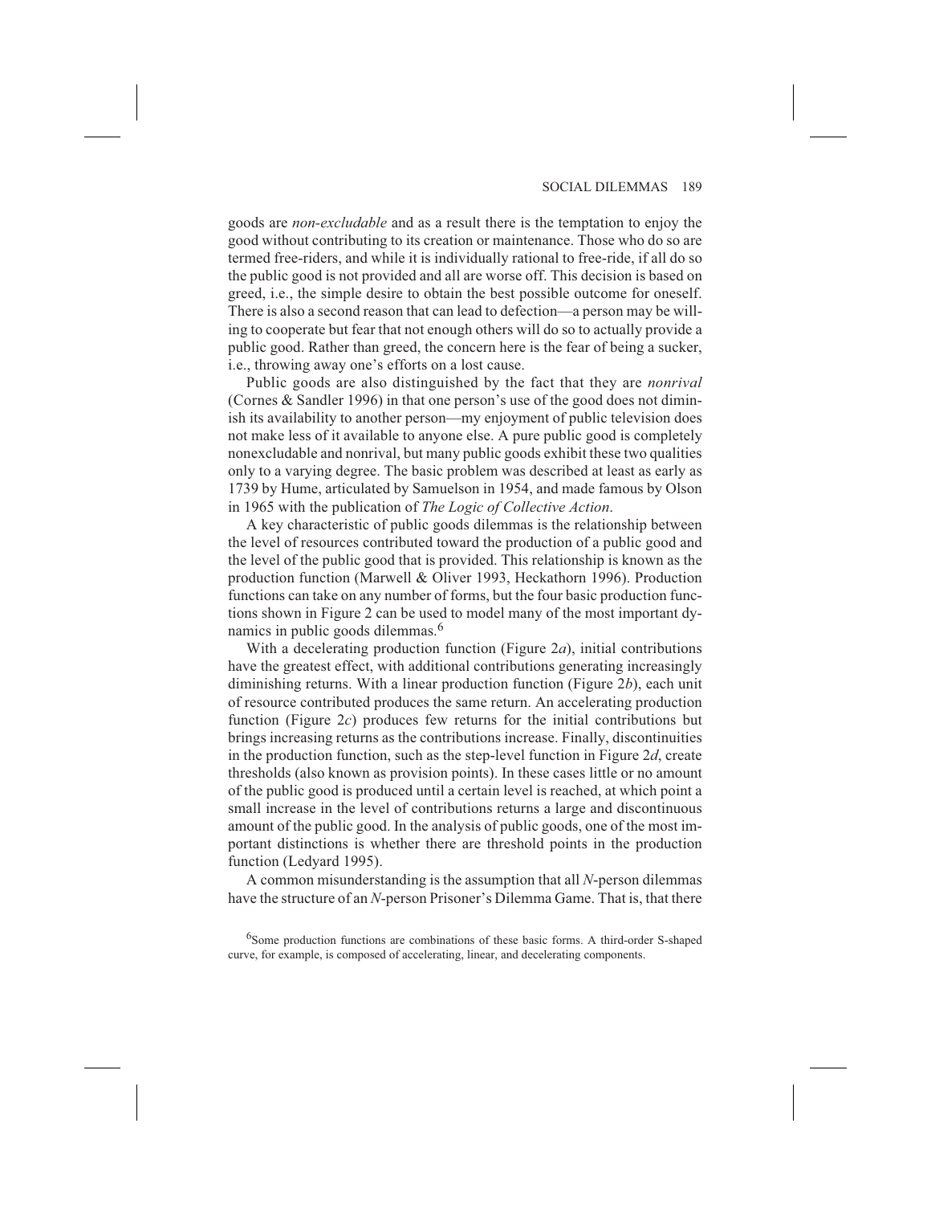goods are *non-excludable* and as a result there is the temptation to enjoy the good without contributing to its creation or maintenance. Those who do so are termed free-riders, and while it is individually rational to free-ride, if all do so the public good is not provided and all are worse off. This decision is based on greed, i.e., the simple desire to obtain the best possible outcome for oneself. There is also a second reason that can lead to defection—a person may be willing to cooperate but fear that not enough others will do so to actually provide a public good. Rather than greed, the concern here is the fear of being a sucker, i.e., throwing away one's efforts on a lost cause.

Public goods are also distinguished by the fact that they are *nonrival* (Cornes & Sandler 1996) in that one person's use of the good does not diminish its availability to another person—my enjoyment of public television does not make less of it available to anyone else. A pure public good is completely nonexcludable and nonrival, but many public goods exhibit these two qualities only to a varying degree. The basic problem was described at least as early as 1739 by Hume, articulated by Samuelson in 1954, and made famous by Olson in 1965 with the publication of *The Logic of Collective Action*.

A key characteristic of public goods dilemmas is the relationship between the level of resources contributed toward the production of a public good and the level of the public good that is provided. This relationship is known as the production function (Marwell & Oliver 1993, Heckathorn 1996). Production functions can take on any number of forms, but the four basic production functions shown in Figure 2 can be used to model many of the most important dynamics in public goods dilemmas.[6]

With a decelerating production function (Figure 2*a*), initial contributions have the greatest effect, with additional contributions generating increasingly diminishing returns. With a linear production function (Figure 2*b*), each unit of resource contributed produces the same return. An accelerating production function (Figure 2*c*) produces few returns for the initial contributions but brings increasing returns as the contributions increase. Finally, discontinuities in the production function, such as the step-level function in Figure 2*d*, create thresholds (also known as provision points). In these cases little or no amount of the public good is produced until a certain level is reached, at which point a small increase in the level of contributions returns a large and discontinuous amount of the public good. In the analysis of public goods, one of the most important distinctions is whether there are threshold points in the production function (Ledyard 1995).

A common misunderstanding is the assumption that all *N*-person dilemmas have the structure of an *N*-person Prisoner's Dilemma Game. That is, that there

[6]Some production functions are combinations of these basic forms. A third-order S-shaped curve, for example, is composed of accelerating, linear, and decelerating components.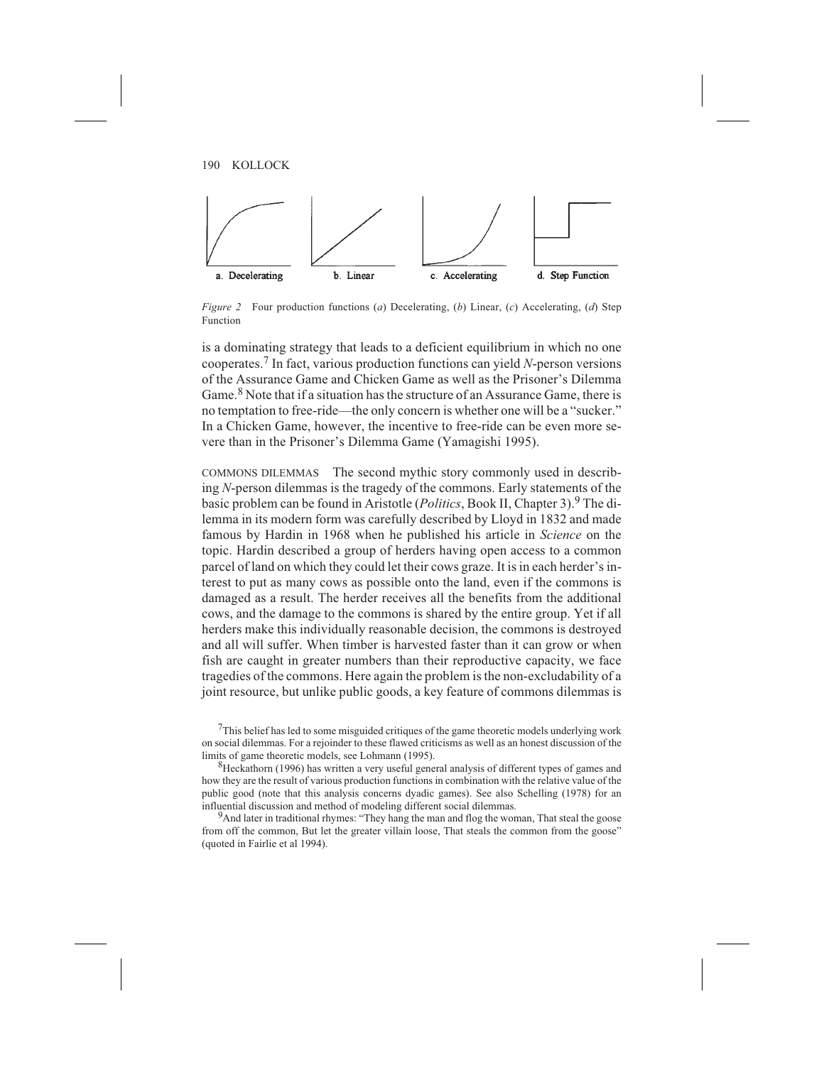a. Decelerating b. Linear c. Accelerating d. Step Function

*Figure 2* Four production functions (*a*) Decelerating, (*b*) Linear, (*c*) Accelerating, (*d*) Step Function

is a dominating strategy that leads to a deficient equilibrium in which no one cooperates.[7] In fact, various production functions can yield *N*-person versions of the Assurance Game and Chicken Game as well as the Prisoner's Dilemma Game.[8] Note that if a situation has the structure of an Assurance Game, there is no temptation to free-ride—the only concern is whether one will be a "sucker." In a Chicken Game, however, the incentive to free-ride can be even more severe than in the Prisoner's Dilemma Game (Yamagishi 1995).

COMMONS DILEMMAS The second mythic story commonly used in describing *N*-person dilemmas is the tragedy of the commons. Early statements of the basic problem can be found in Aristotle (*Politics*, Book II, Chapter 3).[9] The dilemma in its modern form was carefully described by Lloyd in 1832 and made famous by Hardin in 1968 when he published his article in *Science* on the topic. Hardin described a group of herders having open access to a common parcel of land on which they could let their cows graze. It is in each herder's interest to put as many cows as possible onto the land, even if the commons is damaged as a result. The herder receives all the benefits from the additional cows, and the damage to the commons is shared by the entire group. Yet if all herders make this individually reasonable decision, the commons is destroyed and all will suffer. When timber is harvested faster than it can grow or when fish are caught in greater numbers than their reproductive capacity, we face tragedies of the commons. Here again the problem is the non-excludability of a joint resource, but unlike public goods, a key feature of commons dilemmas is

[7]This belief has led to some misguided critiques of the game theoretic models underlying work on social dilemmas. For a rejoinder to these flawed criticisms as well as an honest discussion of the limits of game theoretic models, see Lohmann (1995).

[8]Heckathorn (1996) has written a very useful general analysis of different types of games and how they are the result of various production functions in combination with the relative value of the public good (note that this analysis concerns dyadic games). See also Schelling (1978) for an influential discussion and method of modeling different social dilemmas.

[9]And later in traditional rhymes: "They hang the man and flog the woman, That steal the goose from off the common, But let the greater villain loose, That steals the common from the goose" (quoted in Fairlie et al 1994).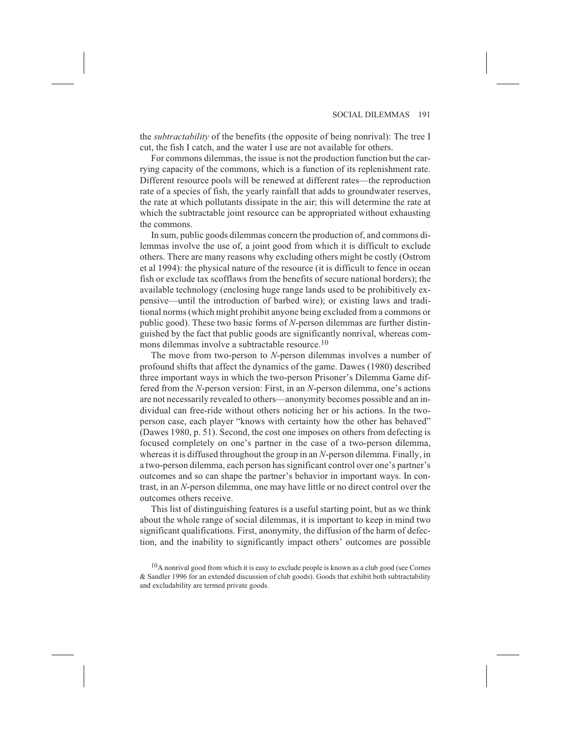the *subtractability* of the benefits (the opposite of being nonrival): The tree I cut, the fish I catch, and the water I use are not available for others.

For commons dilemmas, the issue is not the production function but the carrying capacity of the commons, which is a function of its replenishment rate. Different resource pools will be renewed at different rates—the reproduction rate of a species of fish, the yearly rainfall that adds to groundwater reserves, the rate at which pollutants dissipate in the air; this will determine the rate at which the subtractable joint resource can be appropriated without exhausting the commons.

In sum, public goods dilemmas concern the production of, and commons dilemmas involve the use of, a joint good from which it is difficult to exclude others. There are many reasons why excluding others might be costly (Ostrom et al 1994): the physical nature of the resource (it is difficult to fence in ocean fish or exclude tax scofflaws from the benefits of secure national borders); the available technology (enclosing huge range lands used to be prohibitively expensive—until the introduction of barbed wire); or existing laws and traditional norms (which might prohibit anyone being excluded from a commons or public good). These two basic forms of *N*-person dilemmas are further distinguished by the fact that public goods are significantly nonrival, whereas commons dilemmas involve a subtractable resource.[10]

The move from two-person to *N*-person dilemmas involves a number of profound shifts that affect the dynamics of the game. Dawes (1980) described three important ways in which the two-person Prisoner's Dilemma Game differed from the *N*-person version: First, in an *N*-person dilemma, one's actions are not necessarily revealed to others—anonymity becomes possible and an individual can free-ride without others noticing her or his actions. In the two-person case, each player "knows with certainty how the other has behaved" (Dawes 1980, p. 51). Second, the cost one imposes on others from defecting is focused completely on one's partner in the case of a two-person dilemma, whereas it is diffused throughout the group in an *N*-person dilemma. Finally, in a two-person dilemma, each person has significant control over one's partner's outcomes and so can shape the partner's behavior in important ways. In contrast, in an *N*-person dilemma, one may have little or no direct control over the outcomes others receive.

This list of distinguishing features is a useful starting point, but as we think about the whole range of social dilemmas, it is important to keep in mind two significant qualifications. First, anonymity, the diffusion of the harm of defection, and the inability to significantly impact others' outcomes are possible

[10]A nonrival good from which it is easy to exclude people is known as a club good (see Cornes & Sandler 1996 for an extended discussion of club goods). Goods that exhibit both subtractability and excludability are termed private goods.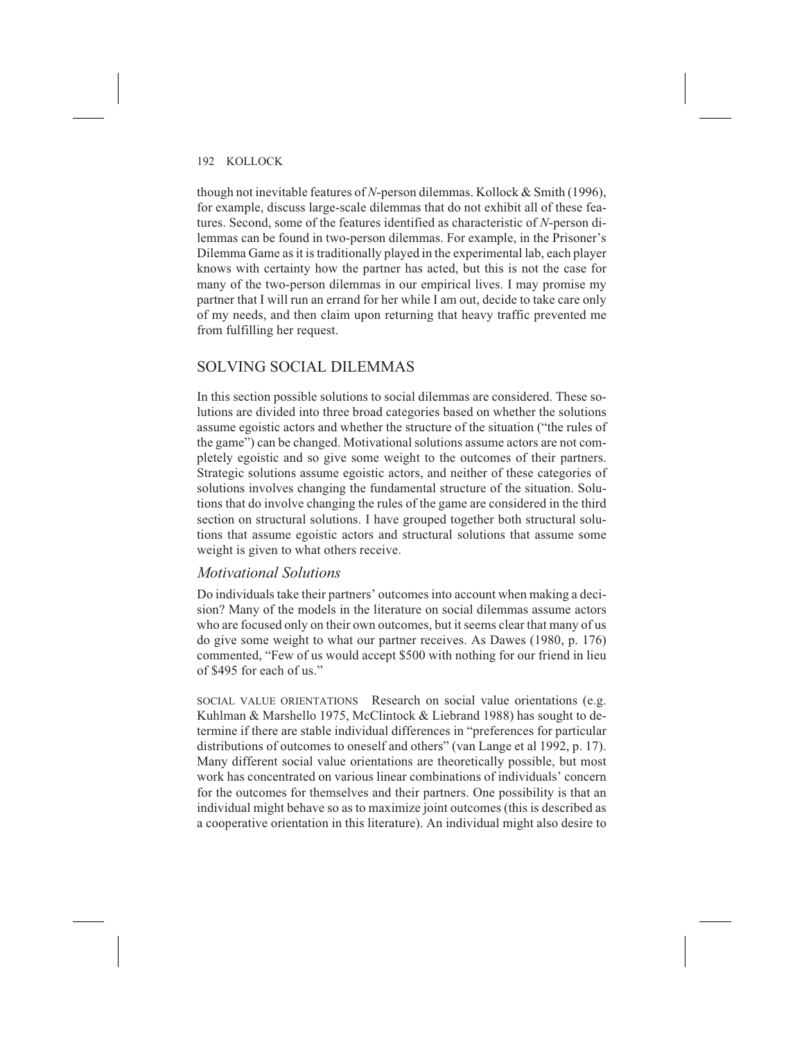though not inevitable features of *N*-person dilemmas. Kollock & Smith (1996), for example, discuss large-scale dilemmas that do not exhibit all of these features. Second, some of the features identified as characteristic of *N*-person dilemmas can be found in two-person dilemmas. For example, in the Prisoner's Dilemma Game as it is traditionally played in the experimental lab, each player knows with certainty how the partner has acted, but this is not the case for many of the two-person dilemmas in our empirical lives. I may promise my partner that I will run an errand for her while I am out, decide to take care only of my needs, and then claim upon returning that heavy traffic prevented me from fulfilling her request.

## SOLVING SOCIAL DILEMMAS

In this section possible solutions to social dilemmas are considered. These solutions are divided into three broad categories based on whether the solutions assume egoistic actors and whether the structure of the situation ("the rules of the game") can be changed. Motivational solutions assume actors are not completely egoistic and so give some weight to the outcomes of their partners. Strategic solutions assume egoistic actors, and neither of these categories of solutions involves changing the fundamental structure of the situation. Solutions that do involve changing the rules of the game are considered in the third section on structural solutions. I have grouped together both structural solutions that assume egoistic actors and structural solutions that assume some weight is given to what others receive.

### *Motivational Solutions*

Do individuals take their partners' outcomes into account when making a decision? Many of the models in the literature on social dilemmas assume actors who are focused only on their own outcomes, but it seems clear that many of us do give some weight to what our partner receives. As Dawes (1980, p. 176) commented, "Few of us would accept $500 with nothing for our friend in lieu of $495 for each of us."

SOCIAL VALUE ORIENTATIONS Research on social value orientations (e.g. Kuhlman & Marshello 1975, McClintock & Liebrand 1988) has sought to determine if there are stable individual differences in "preferences for particular distributions of outcomes to oneself and others" (van Lange et al 1992, p. 17). Many different social value orientations are theoretically possible, but most work has concentrated on various linear combinations of individuals' concern for the outcomes for themselves and their partners. One possibility is that an individual might behave so as to maximize joint outcomes (this is described as a cooperative orientation in this literature). An individual might also desire to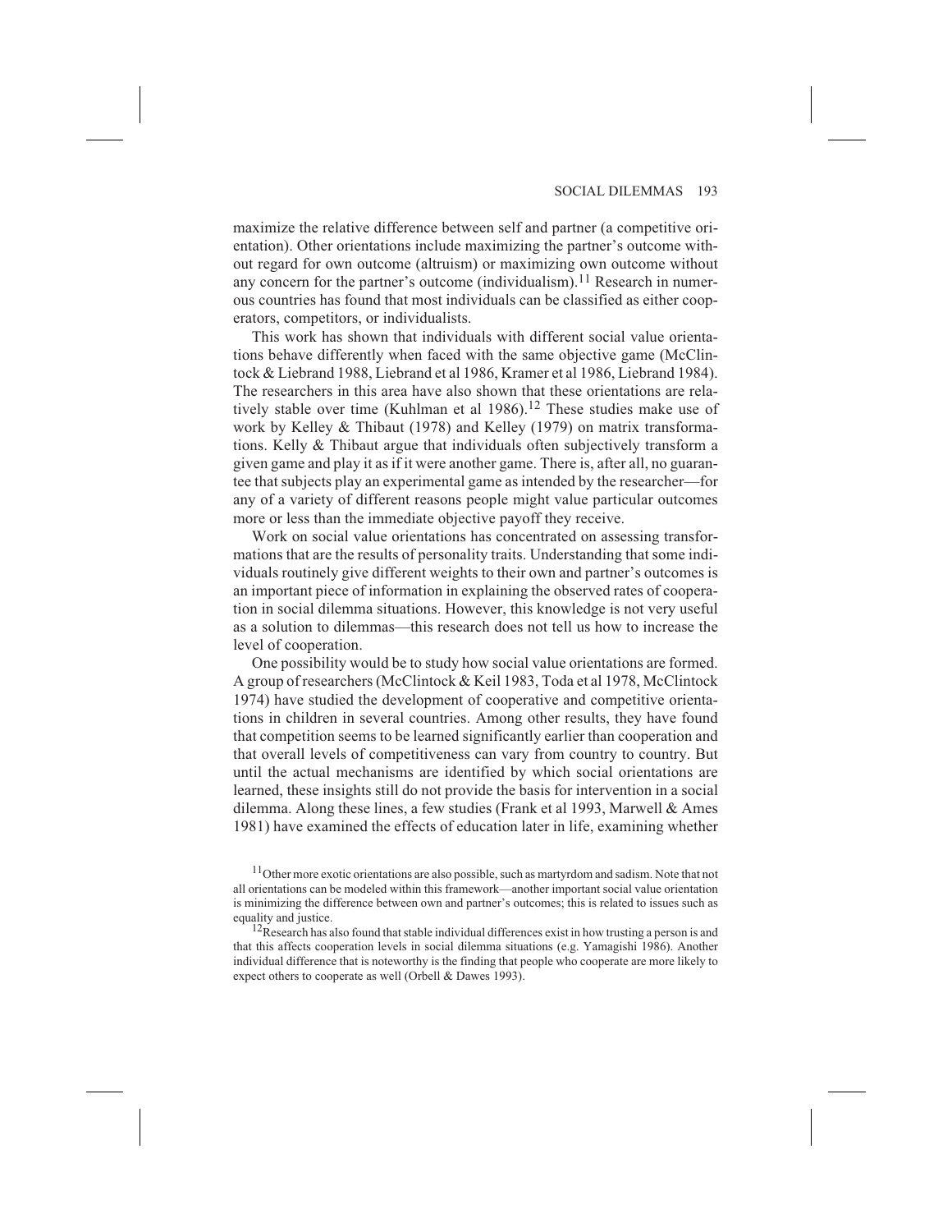maximize the relative difference between self and partner (a competitive orientation). Other orientations include maximizing the partner's outcome without regard for own outcome (altruism) or maximizing own outcome without any concern for the partner's outcome (individualism).[11] Research in numerous countries has found that most individuals can be classified as either cooperators, competitors, or individualists.

This work has shown that individuals with different social value orientations behave differently when faced with the same objective game (McClintock & Liebrand 1988, Liebrand et al 1986, Kramer et al 1986, Liebrand 1984). The researchers in this area have also shown that these orientations are relatively stable over time (Kuhlman et al 1986).[12] These studies make use of work by Kelley & Thibaut (1978) and Kelley (1979) on matrix transformations. Kelly & Thibaut argue that individuals often subjectively transform a given game and play it as if it were another game. There is, after all, no guarantee that subjects play an experimental game as intended by the researcher—for any of a variety of different reasons people might value particular outcomes more or less than the immediate objective payoff they receive.

Work on social value orientations has concentrated on assessing transformations that are the results of personality traits. Understanding that some individuals routinely give different weights to their own and partner's outcomes is an important piece of information in explaining the observed rates of cooperation in social dilemma situations. However, this knowledge is not very useful as a solution to dilemmas—this research does not tell us how to increase the level of cooperation.

One possibility would be to study how social value orientations are formed. A group of researchers (McClintock & Keil 1983, Toda et al 1978, McClintock 1974) have studied the development of cooperative and competitive orientations in children in several countries. Among other results, they have found that competition seems to be learned significantly earlier than cooperation and that overall levels of competitiveness can vary from country to country. But until the actual mechanisms are identified by which social orientations are learned, these insights still do not provide the basis for intervention in a social dilemma. Along these lines, a few studies (Frank et al 1993, Marwell & Ames 1981) have examined the effects of education later in life, examining whether

[11] Other more exotic orientations are also possible, such as martyrdom and sadism. Note that not all orientations can be modeled within this framework—another important social value orientation is minimizing the difference between own and partner's outcomes; this is related to issues such as equality and justice.

[12] Research has also found that stable individual differences exist in how trusting a person is and that this affects cooperation levels in social dilemma situations (e.g. Yamagishi 1986). Another individual difference that is noteworthy is the finding that people who cooperate are more likely to expect others to cooperate as well (Orbell & Dawes 1993).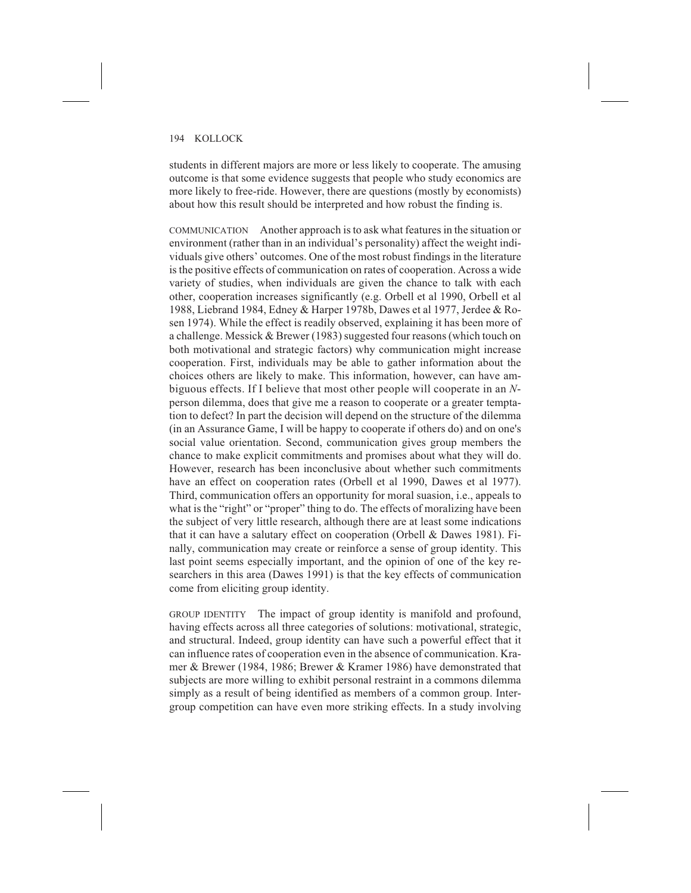students in different majors are more or less likely to cooperate. The amusing outcome is that some evidence suggests that people who study economics are more likely to free-ride. However, there are questions (mostly by economists) about how this result should be interpreted and how robust the finding is.

COMMUNICATION Another approach is to ask what features in the situation or environment (rather than in an individual's personality) affect the weight individuals give others' outcomes. One of the most robust findings in the literature is the positive effects of communication on rates of cooperation. Across a wide variety of studies, when individuals are given the chance to talk with each other, cooperation increases significantly (e.g. Orbell et al 1990, Orbell et al 1988, Liebrand 1984, Edney & Harper 1978b, Dawes et al 1977, Jerdee & Rosen 1974). While the effect is readily observed, explaining it has been more of a challenge. Messick & Brewer (1983) suggested four reasons (which touch on both motivational and strategic factors) why communication might increase cooperation. First, individuals may be able to gather information about the choices others are likely to make. This information, however, can have ambiguous effects. If I believe that most other people will cooperate in an *N*-person dilemma, does that give me a reason to cooperate or a greater temptation to defect? In part the decision will depend on the structure of the dilemma (in an Assurance Game, I will be happy to cooperate if others do) and on one's social value orientation. Second, communication gives group members the chance to make explicit commitments and promises about what they will do. However, research has been inconclusive about whether such commitments have an effect on cooperation rates (Orbell et al 1990, Dawes et al 1977). Third, communication offers an opportunity for moral suasion, i.e., appeals to what is the "right" or "proper" thing to do. The effects of moralizing have been the subject of very little research, although there are at least some indications that it can have a salutary effect on cooperation (Orbell & Dawes 1981). Finally, communication may create or reinforce a sense of group identity. This last point seems especially important, and the opinion of one of the key researchers in this area (Dawes 1991) is that the key effects of communication come from eliciting group identity.

GROUP IDENTITY The impact of group identity is manifold and profound, having effects across all three categories of solutions: motivational, strategic, and structural. Indeed, group identity can have such a powerful effect that it can influence rates of cooperation even in the absence of communication. Kramer & Brewer (1984, 1986; Brewer & Kramer 1986) have demonstrated that subjects are more willing to exhibit personal restraint in a commons dilemma simply as a result of being identified as members of a common group. Intergroup competition can have even more striking effects. In a study involving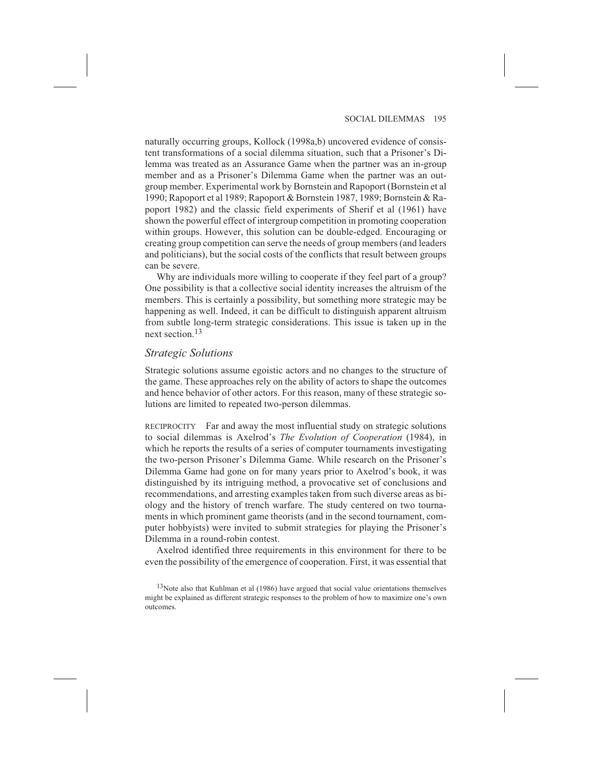naturally occurring groups, Kollock (1998a,b) uncovered evidence of consistent transformations of a social dilemma situation, such that a Prisoner's Dilemma was treated as an Assurance Game when the partner was an in-group member and as a Prisoner's Dilemma Game when the partner was an out-group member. Experimental work by Bornstein and Rapoport (Bornstein et al 1990; Rapoport et al 1989; Rapoport & Bornstein 1987, 1989; Bornstein & Rapoport 1982) and the classic field experiments of Sherif et al (1961) have shown the powerful effect of intergroup competition in promoting cooperation within groups. However, this solution can be double-edged. Encouraging or creating group competition can serve the needs of group members (and leaders and politicians), but the social costs of the conflicts that result between groups can be severe.

Why are individuals more willing to cooperate if they feel part of a group? One possibility is that a collective social identity increases the altruism of the members. This is certainly a possibility, but something more strategic may be happening as well. Indeed, it can be difficult to distinguish apparent altruism from subtle long-term strategic considerations. This issue is taken up in the next section.[13]

### *Strategic Solutions*

Strategic solutions assume egoistic actors and no changes to the structure of the game. These approaches rely on the ability of actors to shape the outcomes and hence behavior of other actors. For this reason, many of these strategic solutions are limited to repeated two-person dilemmas.

RECIPROCITY Far and away the most influential study on strategic solutions to social dilemmas is Axelrod's *The Evolution of Cooperation* (1984), in which he reports the results of a series of computer tournaments investigating the two-person Prisoner's Dilemma Game. While research on the Prisoner's Dilemma Game had gone on for many years prior to Axelrod's book, it was distinguished by its intriguing method, a provocative set of conclusions and recommendations, and arresting examples taken from such diverse areas as biology and the history of trench warfare. The study centered on two tournaments in which prominent game theorists (and in the second tournament, computer hobbyists) were invited to submit strategies for playing the Prisoner's Dilemma in a round-robin contest.

Axelrod identified three requirements in this environment for there to be even the possibility of the emergence of cooperation. First, it was essential that

[13]Note also that Kuhlman et al (1986) have argued that social value orientations themselves might be explained as different strategic responses to the problem of how to maximize one's own outcomes.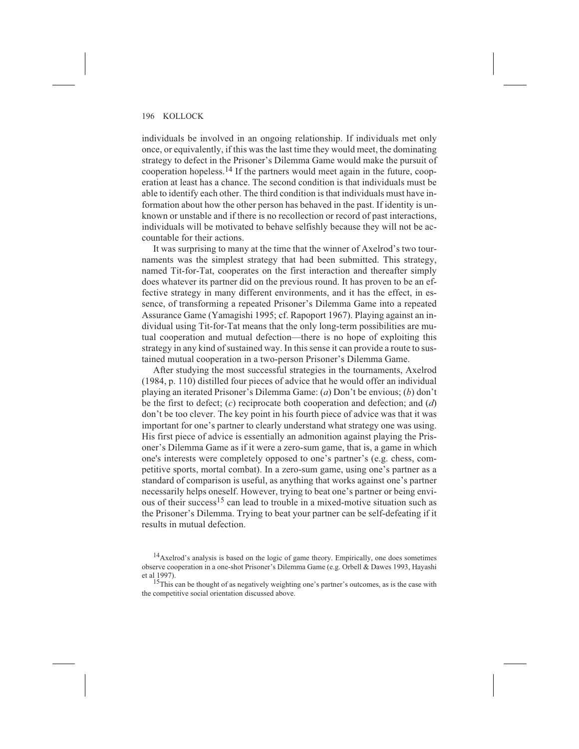individuals be involved in an ongoing relationship. If individuals met only once, or equivalently, if this was the last time they would meet, the dominating strategy to defect in the Prisoner's Dilemma Game would make the pursuit of cooperation hopeless.[14] If the partners would meet again in the future, cooperation at least has a chance. The second condition is that individuals must be able to identify each other. The third condition is that individuals must have information about how the other person has behaved in the past. If identity is unknown or unstable and if there is no recollection or record of past interactions, individuals will be motivated to behave selfishly because they will not be accountable for their actions.

It was surprising to many at the time that the winner of Axelrod's two tournaments was the simplest strategy that had been submitted. This strategy, named Tit-for-Tat, cooperates on the first interaction and thereafter simply does whatever its partner did on the previous round. It has proven to be an effective strategy in many different environments, and it has the effect, in essence, of transforming a repeated Prisoner's Dilemma Game into a repeated Assurance Game (Yamagishi 1995; cf. Rapoport 1967). Playing against an individual using Tit-for-Tat means that the only long-term possibilities are mutual cooperation and mutual defection—there is no hope of exploiting this strategy in any kind of sustained way. In this sense it can provide a route to sustained mutual cooperation in a two-person Prisoner's Dilemma Game.

After studying the most successful strategies in the tournaments, Axelrod (1984, p. 110) distilled four pieces of advice that he would offer an individual playing an iterated Prisoner's Dilemma Game: (*a*) Don't be envious; (*b*) don't be the first to defect; (*c*) reciprocate both cooperation and defection; and (*d*) don't be too clever. The key point in his fourth piece of advice was that it was important for one's partner to clearly understand what strategy one was using. His first piece of advice is essentially an admonition against playing the Prisoner's Dilemma Game as if it were a zero-sum game, that is, a game in which one's interests were completely opposed to one's partner's (e.g. chess, competitive sports, mortal combat). In a zero-sum game, using one's partner as a standard of comparison is useful, as anything that works against one's partner necessarily helps oneself. However, trying to beat one's partner or being envious of their success[15] can lead to trouble in a mixed-motive situation such as the Prisoner's Dilemma. Trying to beat your partner can be self-defeating if it results in mutual defection.

[14]Axelrod's analysis is based on the logic of game theory. Empirically, one does sometimes observe cooperation in a one-shot Prisoner's Dilemma Game (e.g. Orbell & Dawes 1993, Hayashi et al 1997).

[15]This can be thought of as negatively weighting one's partner's outcomes, as is the case with the competitive social orientation discussed above.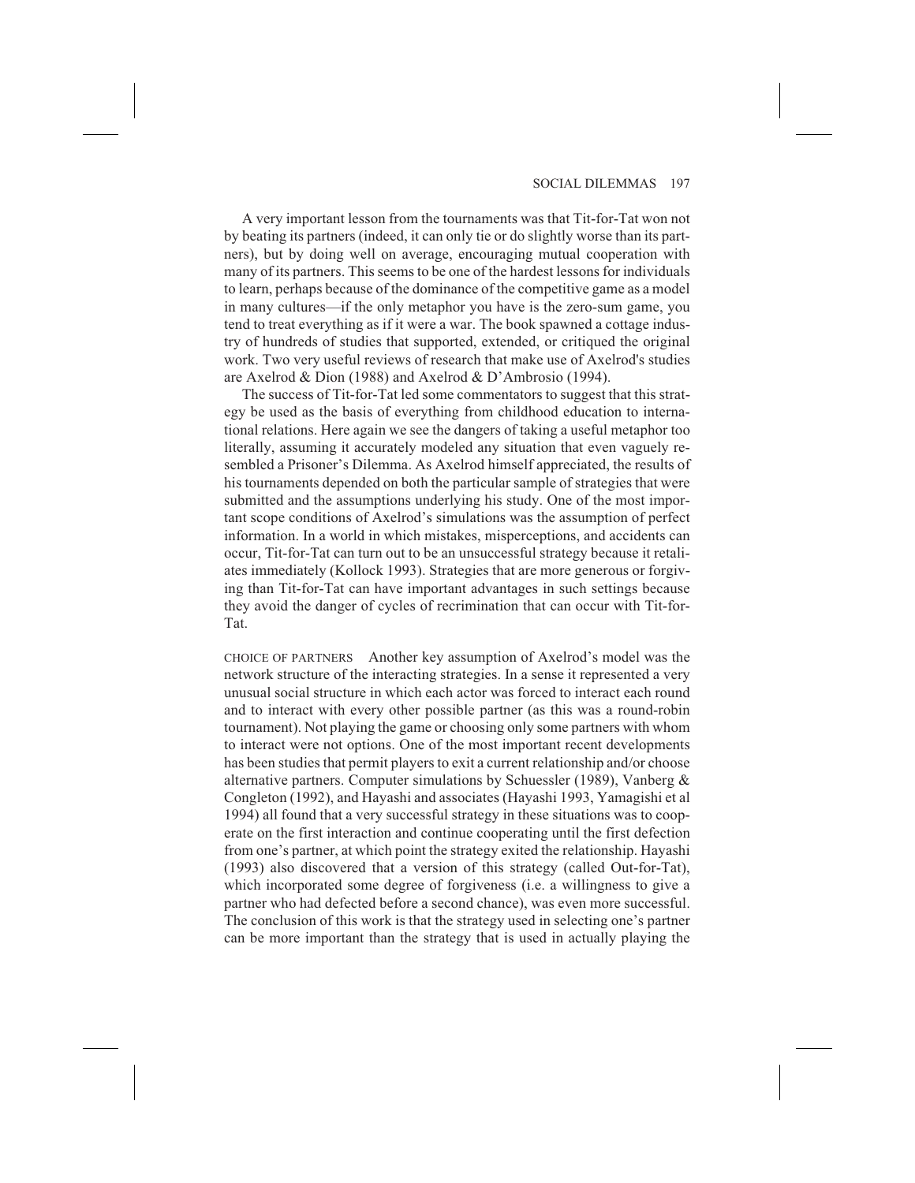A very important lesson from the tournaments was that Tit-for-Tat won not by beating its partners (indeed, it can only tie or do slightly worse than its partners), but by doing well on average, encouraging mutual cooperation with many of its partners. This seems to be one of the hardest lessons for individuals to learn, perhaps because of the dominance of the competitive game as a model in many cultures—if the only metaphor you have is the zero-sum game, you tend to treat everything as if it were a war. The book spawned a cottage industry of hundreds of studies that supported, extended, or critiqued the original work. Two very useful reviews of research that make use of Axelrod's studies are Axelrod & Dion (1988) and Axelrod & D'Ambrosio (1994).

The success of Tit-for-Tat led some commentators to suggest that this strategy be used as the basis of everything from childhood education to international relations. Here again we see the dangers of taking a useful metaphor too literally, assuming it accurately modeled any situation that even vaguely resembled a Prisoner's Dilemma. As Axelrod himself appreciated, the results of his tournaments depended on both the particular sample of strategies that were submitted and the assumptions underlying his study. One of the most important scope conditions of Axelrod's simulations was the assumption of perfect information. In a world in which mistakes, misperceptions, and accidents can occur, Tit-for-Tat can turn out to be an unsuccessful strategy because it retaliates immediately (Kollock 1993). Strategies that are more generous or forgiving than Tit-for-Tat can have important advantages in such settings because they avoid the danger of cycles of recrimination that can occur with Tit-for-Tat.

CHOICE OF PARTNERS Another key assumption of Axelrod's model was the network structure of the interacting strategies. In a sense it represented a very unusual social structure in which each actor was forced to interact each round and to interact with every other possible partner (as this was a round-robin tournament). Not playing the game or choosing only some partners with whom to interact were not options. One of the most important recent developments has been studies that permit players to exit a current relationship and/or choose alternative partners. Computer simulations by Schuessler (1989), Vanberg & Congleton (1992), and Hayashi and associates (Hayashi 1993, Yamagishi et al 1994) all found that a very successful strategy in these situations was to cooperate on the first interaction and continue cooperating until the first defection from one's partner, at which point the strategy exited the relationship. Hayashi (1993) also discovered that a version of this strategy (called Out-for-Tat), which incorporated some degree of forgiveness (i.e. a willingness to give a partner who had defected before a second chance), was even more successful. The conclusion of this work is that the strategy used in selecting one's partner can be more important than the strategy that is used in actually playing the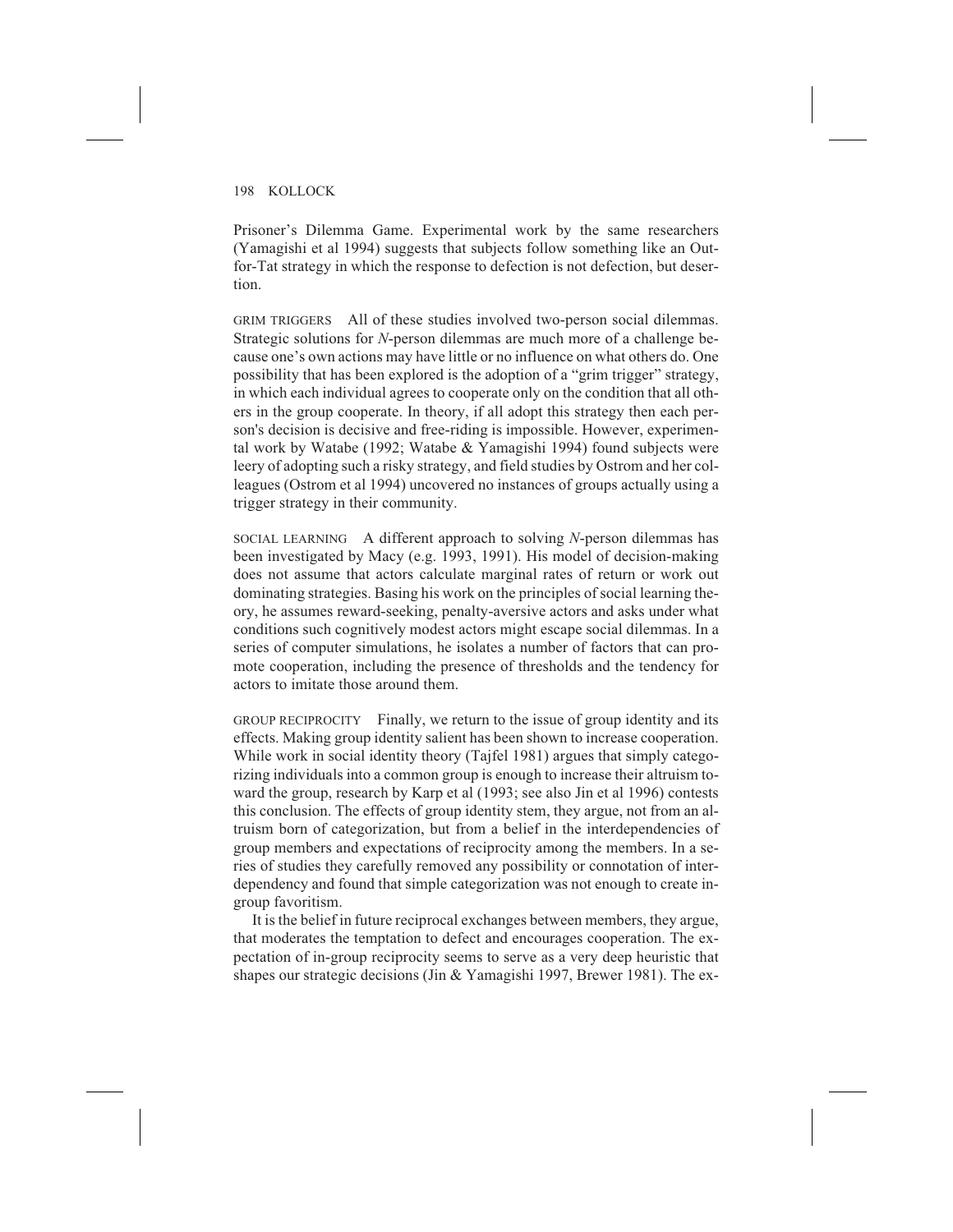Prisoner's Dilemma Game. Experimental work by the same researchers (Yamagishi et al 1994) suggests that subjects follow something like an Out-for-Tat strategy in which the response to defection is not defection, but desertion.

GRIM TRIGGERS All of these studies involved two-person social dilemmas. Strategic solutions for *N*-person dilemmas are much more of a challenge because one's own actions may have little or no influence on what others do. One possibility that has been explored is the adoption of a "grim trigger" strategy, in which each individual agrees to cooperate only on the condition that all others in the group cooperate. In theory, if all adopt this strategy then each person's decision is decisive and free-riding is impossible. However, experimental work by Watabe (1992; Watabe & Yamagishi 1994) found subjects were leery of adopting such a risky strategy, and field studies by Ostrom and her colleagues (Ostrom et al 1994) uncovered no instances of groups actually using a trigger strategy in their community.

SOCIAL LEARNING A different approach to solving *N*-person dilemmas has been investigated by Macy (e.g. 1993, 1991). His model of decision-making does not assume that actors calculate marginal rates of return or work out dominating strategies. Basing his work on the principles of social learning theory, he assumes reward-seeking, penalty-aversive actors and asks under what conditions such cognitively modest actors might escape social dilemmas. In a series of computer simulations, he isolates a number of factors that can promote cooperation, including the presence of thresholds and the tendency for actors to imitate those around them.

GROUP RECIPROCITY Finally, we return to the issue of group identity and its effects. Making group identity salient has been shown to increase cooperation. While work in social identity theory (Tajfel 1981) argues that simply categorizing individuals into a common group is enough to increase their altruism toward the group, research by Karp et al (1993; see also Jin et al 1996) contests this conclusion. The effects of group identity stem, they argue, not from an altruism born of categorization, but from a belief in the interdependencies of group members and expectations of reciprocity among the members. In a series of studies they carefully removed any possibility or connotation of interdependency and found that simple categorization was not enough to create ingroup favoritism.

It is the belief in future reciprocal exchanges between members, they argue, that moderates the temptation to defect and encourages cooperation. The expectation of in-group reciprocity seems to serve as a very deep heuristic that shapes our strategic decisions (Jin & Yamagishi 1997, Brewer 1981). The ex-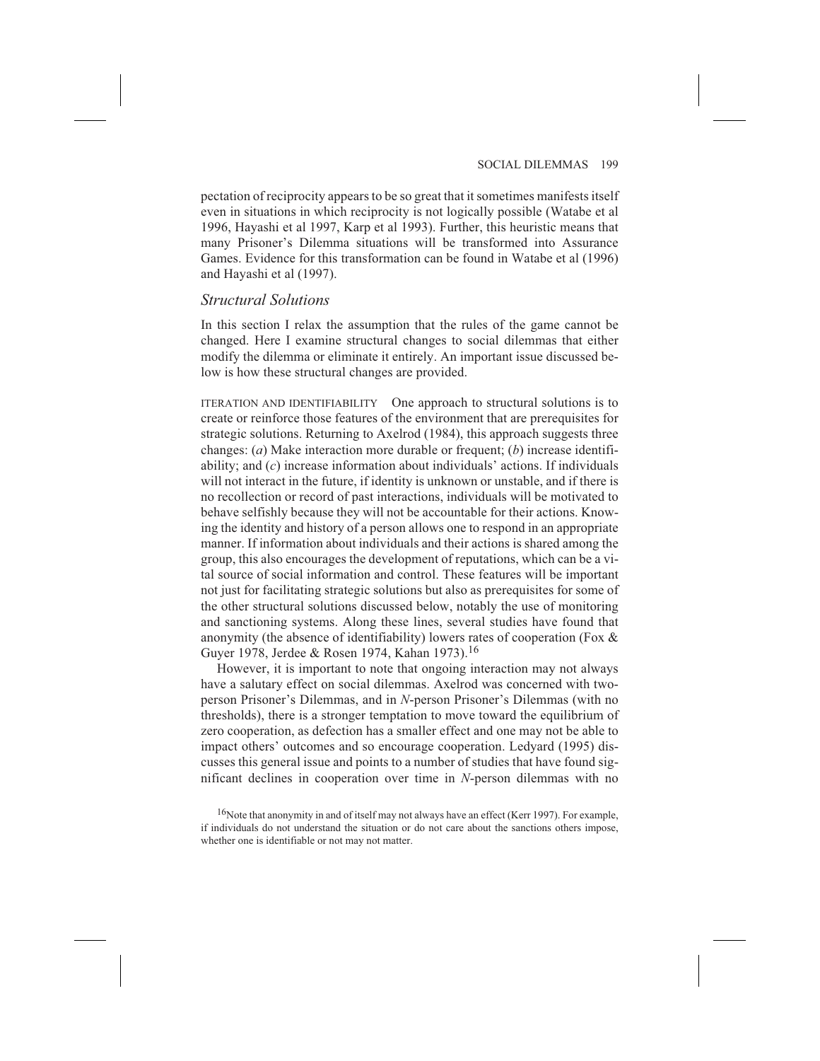pectation of reciprocity appears to be so great that it sometimes manifests itself even in situations in which reciprocity is not logically possible (Watabe et al 1996, Hayashi et al 1997, Karp et al 1993). Further, this heuristic means that many Prisoner's Dilemma situations will be transformed into Assurance Games. Evidence for this transformation can be found in Watabe et al (1996) and Hayashi et al (1997).

## *Structural Solutions*

In this section I relax the assumption that the rules of the game cannot be changed. Here I examine structural changes to social dilemmas that either modify the dilemma or eliminate it entirely. An important issue discussed below is how these structural changes are provided.

ITERATION AND IDENTIFIABILITY One approach to structural solutions is to create or reinforce those features of the environment that are prerequisites for strategic solutions. Returning to Axelrod (1984), this approach suggests three changes: (*a*) Make interaction more durable or frequent; (*b*) increase identifiability; and (*c*) increase information about individuals' actions. If individuals will not interact in the future, if identity is unknown or unstable, and if there is no recollection or record of past interactions, individuals will be motivated to behave selfishly because they will not be accountable for their actions. Knowing the identity and history of a person allows one to respond in an appropriate manner. If information about individuals and their actions is shared among the group, this also encourages the development of reputations, which can be a vital source of social information and control. These features will be important not just for facilitating strategic solutions but also as prerequisites for some of the other structural solutions discussed below, notably the use of monitoring and sanctioning systems. Along these lines, several studies have found that anonymity (the absence of identifiability) lowers rates of cooperation (Fox & Guyer 1978, Jerdee & Rosen 1974, Kahan 1973).[16]

However, it is important to note that ongoing interaction may not always have a salutary effect on social dilemmas. Axelrod was concerned with two-person Prisoner's Dilemmas, and in *N*-person Prisoner's Dilemmas (with no thresholds), there is a stronger temptation to move toward the equilibrium of zero cooperation, as defection has a smaller effect and one may not be able to impact others' outcomes and so encourage cooperation. Ledyard (1995) discusses this general issue and points to a number of studies that have found significant declines in cooperation over time in *N*-person dilemmas with no

[16]Note that anonymity in and of itself may not always have an effect (Kerr 1997). For example, if individuals do not understand the situation or do not care about the sanctions others impose, whether one is identifiable or not may not matter.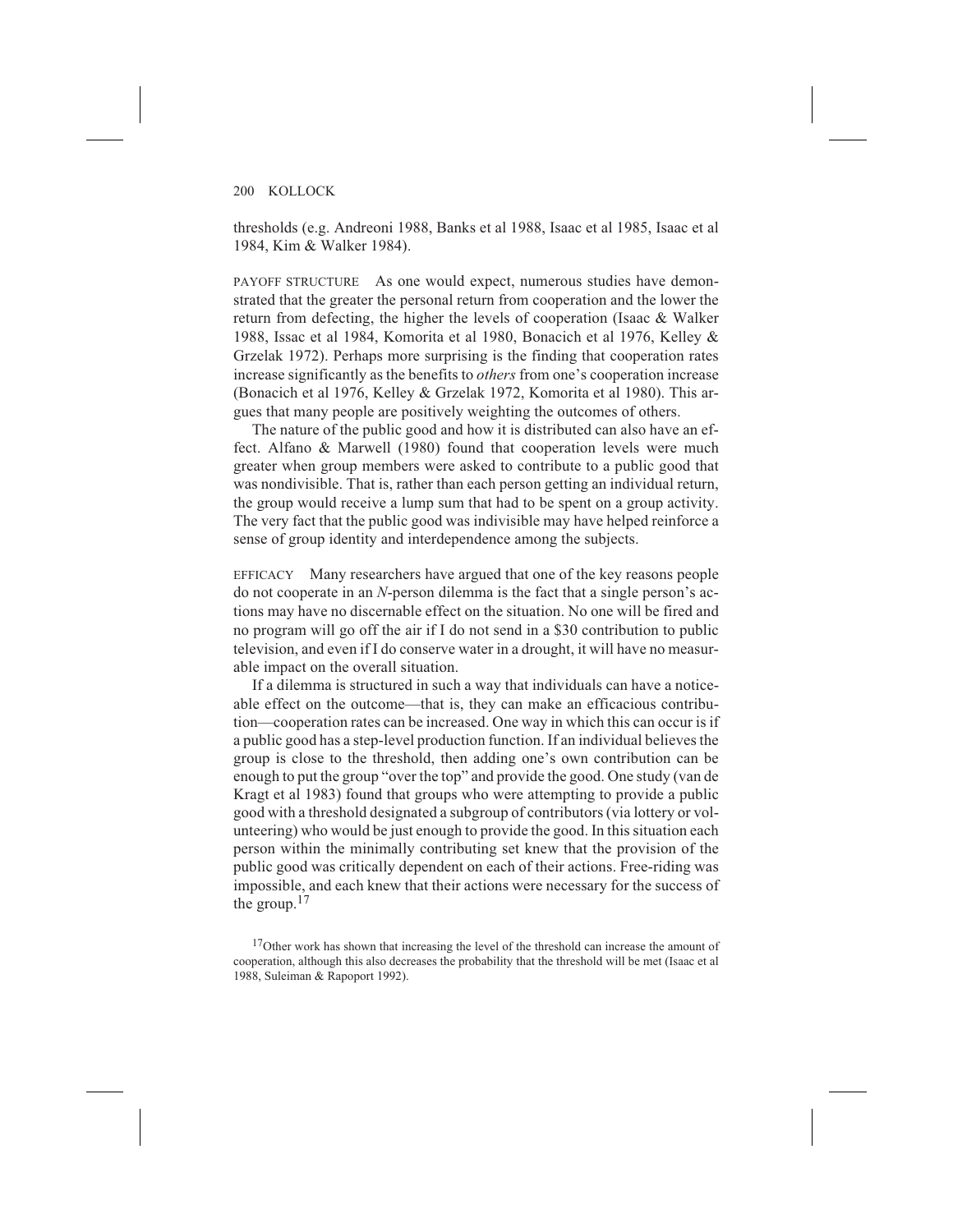thresholds (e.g. Andreoni 1988, Banks et al 1988, Isaac et al 1985, Isaac et al 1984, Kim & Walker 1984).

PAYOFF STRUCTURE As one would expect, numerous studies have demonstrated that the greater the personal return from cooperation and the lower the return from defecting, the higher the levels of cooperation (Isaac & Walker 1988, Issac et al 1984, Komorita et al 1980, Bonacich et al 1976, Kelley & Grzelak 1972). Perhaps more surprising is the finding that cooperation rates increase significantly as the benefits to *others* from one's cooperation increase (Bonacich et al 1976, Kelley & Grzelak 1972, Komorita et al 1980). This argues that many people are positively weighting the outcomes of others.

The nature of the public good and how it is distributed can also have an effect. Alfano & Marwell (1980) found that cooperation levels were much greater when group members were asked to contribute to a public good that was nondivisible. That is, rather than each person getting an individual return, the group would receive a lump sum that had to be spent on a group activity. The very fact that the public good was indivisible may have helped reinforce a sense of group identity and interdependence among the subjects.

EFFICACY Many researchers have argued that one of the key reasons people do not cooperate in an *N*-person dilemma is the fact that a single person's actions may have no discernable effect on the situation. No one will be fired and no program will go off the air if I do not send in a $30 contribution to public television, and even if I do conserve water in a drought, it will have no measurable impact on the overall situation.

If a dilemma is structured in such a way that individuals can have a noticeable effect on the outcome—that is, they can make an efficacious contribution—cooperation rates can be increased. One way in which this can occur is if a public good has a step-level production function. If an individual believes the group is close to the threshold, then adding one's own contribution can be enough to put the group "over the top" and provide the good. One study (van de Kragt et al 1983) found that groups who were attempting to provide a public good with a threshold designated a subgroup of contributors (via lottery or volunteering) who would be just enough to provide the good. In this situation each person within the minimally contributing set knew that the provision of the public good was critically dependent on each of their actions. Free-riding was impossible, and each knew that their actions were necessary for the success of the group.[17]

[17] Other work has shown that increasing the level of the threshold can increase the amount of cooperation, although this also decreases the probability that the threshold will be met (Isaac et al 1988, Suleiman & Rapoport 1992).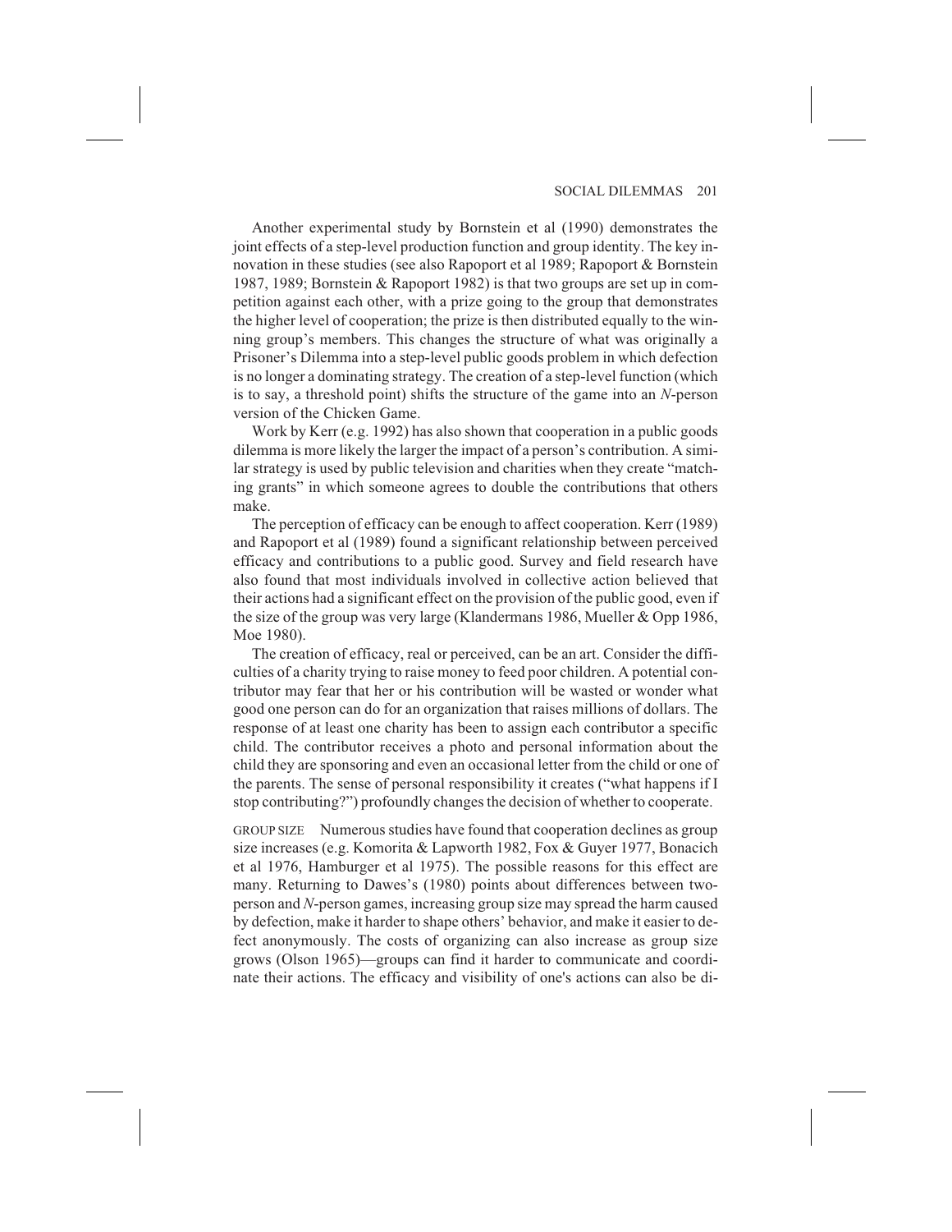Another experimental study by Bornstein et al (1990) demonstrates the joint effects of a step-level production function and group identity. The key innovation in these studies (see also Rapoport et al 1989; Rapoport & Bornstein 1987, 1989; Bornstein & Rapoport 1982) is that two groups are set up in competition against each other, with a prize going to the group that demonstrates the higher level of cooperation; the prize is then distributed equally to the winning group's members. This changes the structure of what was originally a Prisoner's Dilemma into a step-level public goods problem in which defection is no longer a dominating strategy. The creation of a step-level function (which is to say, a threshold point) shifts the structure of the game into an *N*-person version of the Chicken Game.

Work by Kerr (e.g. 1992) has also shown that cooperation in a public goods dilemma is more likely the larger the impact of a person's contribution. A similar strategy is used by public television and charities when they create "matching grants" in which someone agrees to double the contributions that others make.

The perception of efficacy can be enough to affect cooperation. Kerr (1989) and Rapoport et al (1989) found a significant relationship between perceived efficacy and contributions to a public good. Survey and field research have also found that most individuals involved in collective action believed that their actions had a significant effect on the provision of the public good, even if the size of the group was very large (Klandermans 1986, Mueller & Opp 1986, Moe 1980).

The creation of efficacy, real or perceived, can be an art. Consider the difficulties of a charity trying to raise money to feed poor children. A potential contributor may fear that her or his contribution will be wasted or wonder what good one person can do for an organization that raises millions of dollars. The response of at least one charity has been to assign each contributor a specific child. The contributor receives a photo and personal information about the child they are sponsoring and even an occasional letter from the child or one of the parents. The sense of personal responsibility it creates ("what happens if I stop contributing?") profoundly changes the decision of whether to cooperate.

GROUP SIZE Numerous studies have found that cooperation declines as group size increases (e.g. Komorita & Lapworth 1982, Fox & Guyer 1977, Bonacich et al 1976, Hamburger et al 1975). The possible reasons for this effect are many. Returning to Dawes's (1980) points about differences between two-person and *N*-person games, increasing group size may spread the harm caused by defection, make it harder to shape others' behavior, and make it easier to defect anonymously. The costs of organizing can also increase as group size grows (Olson 1965)—groups can find it harder to communicate and coordinate their actions. The efficacy and visibility of one's actions can also be di-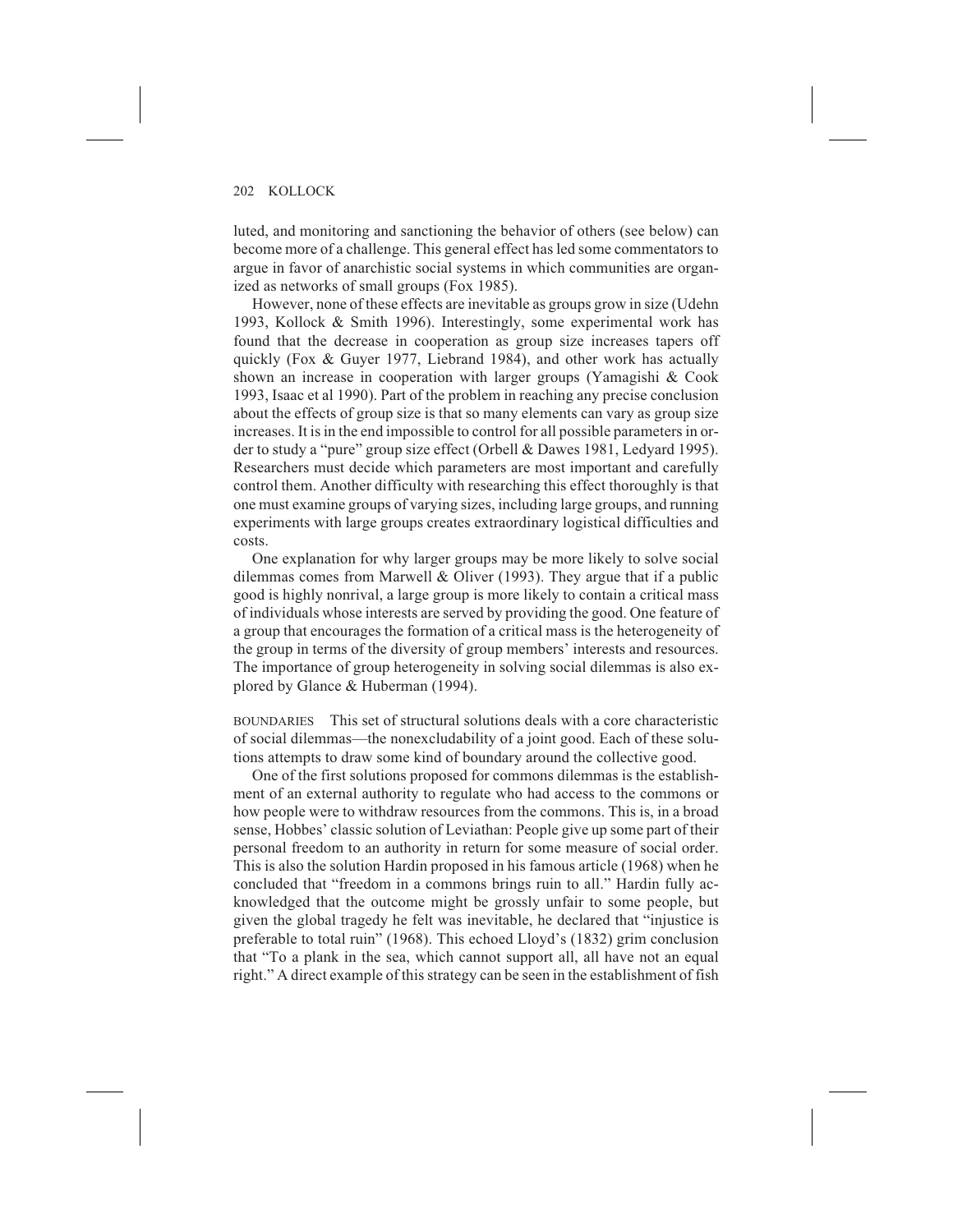luted, and monitoring and sanctioning the behavior of others (see below) can become more of a challenge. This general effect has led some commentators to argue in favor of anarchistic social systems in which communities are organized as networks of small groups (Fox 1985).

However, none of these effects are inevitable as groups grow in size (Udehn 1993, Kollock & Smith 1996). Interestingly, some experimental work has found that the decrease in cooperation as group size increases tapers off quickly (Fox & Guyer 1977, Liebrand 1984), and other work has actually shown an increase in cooperation with larger groups (Yamagishi & Cook 1993, Isaac et al 1990). Part of the problem in reaching any precise conclusion about the effects of group size is that so many elements can vary as group size increases. It is in the end impossible to control for all possible parameters in order to study a "pure" group size effect (Orbell & Dawes 1981, Ledyard 1995). Researchers must decide which parameters are most important and carefully control them. Another difficulty with researching this effect thoroughly is that one must examine groups of varying sizes, including large groups, and running experiments with large groups creates extraordinary logistical difficulties and costs.

One explanation for why larger groups may be more likely to solve social dilemmas comes from Marwell & Oliver (1993). They argue that if a public good is highly nonrival, a large group is more likely to contain a critical mass of individuals whose interests are served by providing the good. One feature of a group that encourages the formation of a critical mass is the heterogeneity of the group in terms of the diversity of group members' interests and resources. The importance of group heterogeneity in solving social dilemmas is also explored by Glance & Huberman (1994).

BOUNDARIES This set of structural solutions deals with a core characteristic of social dilemmas—the nonexcludability of a joint good. Each of these solutions attempts to draw some kind of boundary around the collective good.

One of the first solutions proposed for commons dilemmas is the establishment of an external authority to regulate who had access to the commons or how people were to withdraw resources from the commons. This is, in a broad sense, Hobbes' classic solution of Leviathan: People give up some part of their personal freedom to an authority in return for some measure of social order. This is also the solution Hardin proposed in his famous article (1968) when he concluded that "freedom in a commons brings ruin to all." Hardin fully acknowledged that the outcome might be grossly unfair to some people, but given the global tragedy he felt was inevitable, he declared that "injustice is preferable to total ruin" (1968). This echoed Lloyd's (1832) grim conclusion that "To a plank in the sea, which cannot support all, all have not an equal right." A direct example of this strategy can be seen in the establishment of fish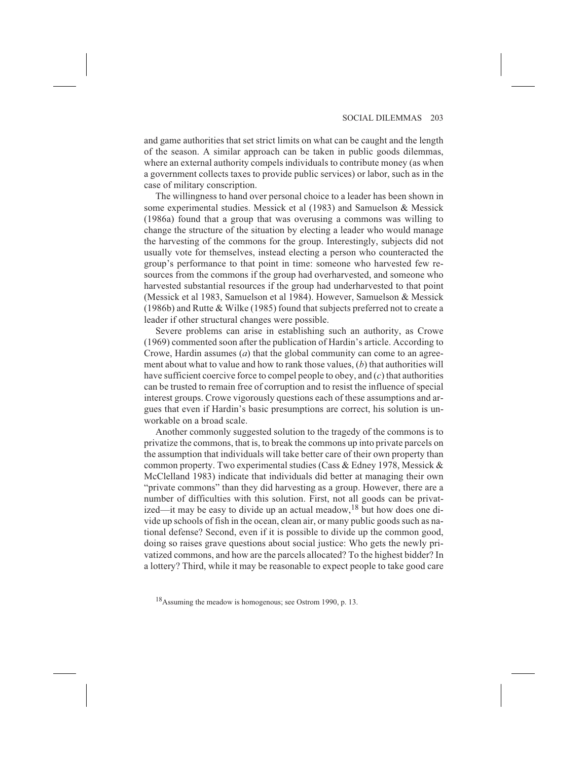and game authorities that set strict limits on what can be caught and the length of the season. A similar approach can be taken in public goods dilemmas, where an external authority compels individuals to contribute money (as when a government collects taxes to provide public services) or labor, such as in the case of military conscription.

The willingness to hand over personal choice to a leader has been shown in some experimental studies. Messick et al (1983) and Samuelson & Messick (1986a) found that a group that was overusing a commons was willing to change the structure of the situation by electing a leader who would manage the harvesting of the commons for the group. Interestingly, subjects did not usually vote for themselves, instead electing a person who counteracted the group's performance to that point in time: someone who harvested few resources from the commons if the group had overharvested, and someone who harvested substantial resources if the group had underharvested to that point (Messick et al 1983, Samuelson et al 1984). However, Samuelson & Messick (1986b) and Rutte & Wilke (1985) found that subjects preferred not to create a leader if other structural changes were possible.

Severe problems can arise in establishing such an authority, as Crowe (1969) commented soon after the publication of Hardin's article. According to Crowe, Hardin assumes (*a*) that the global community can come to an agreement about what to value and how to rank those values, (*b*) that authorities will have sufficient coercive force to compel people to obey, and (*c*) that authorities can be trusted to remain free of corruption and to resist the influence of special interest groups. Crowe vigorously questions each of these assumptions and argues that even if Hardin's basic presumptions are correct, his solution is unworkable on a broad scale.

Another commonly suggested solution to the tragedy of the commons is to privatize the commons, that is, to break the commons up into private parcels on the assumption that individuals will take better care of their own property than common property. Two experimental studies (Cass & Edney 1978, Messick & McClelland 1983) indicate that individuals did better at managing their own "private commons" than they did harvesting as a group. However, there are a number of difficulties with this solution. First, not all goods can be privatized—it may be easy to divide up an actual meadow,[18] but how does one divide up schools of fish in the ocean, clean air, or many public goods such as national defense? Second, even if it is possible to divide up the common good, doing so raises grave questions about social justice: Who gets the newly privatized commons, and how are the parcels allocated? To the highest bidder? In a lottery? Third, while it may be reasonable to expect people to take good care

[18]Assuming the meadow is homogenous; see Ostrom 1990, p. 13.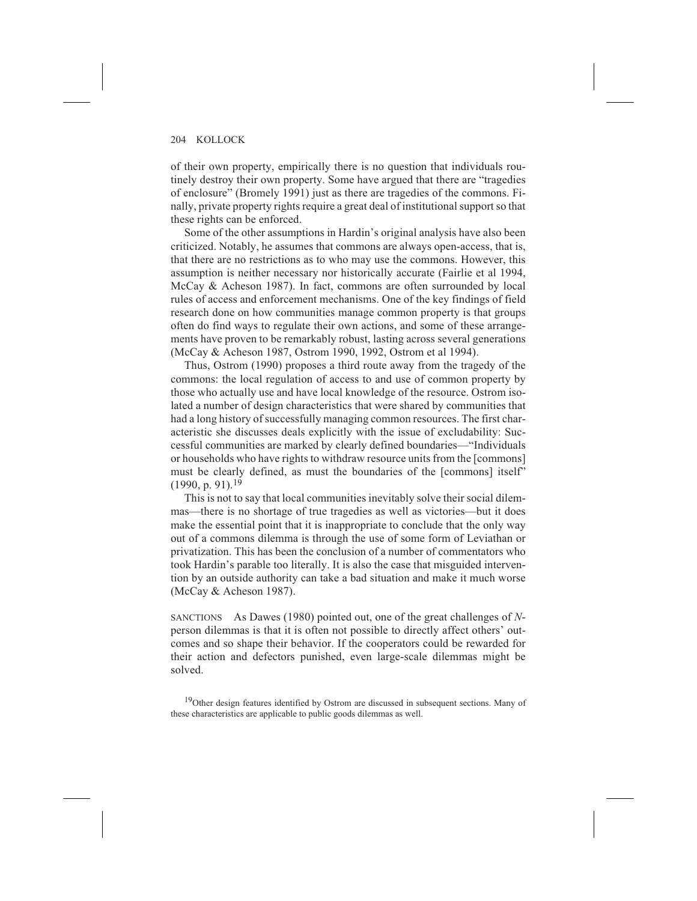of their own property, empirically there is no question that individuals routinely destroy their own property. Some have argued that there are "tragedies of enclosure" (Bromely 1991) just as there are tragedies of the commons. Finally, private property rights require a great deal of institutional support so that these rights can be enforced.

Some of the other assumptions in Hardin's original analysis have also been criticized. Notably, he assumes that commons are always open-access, that is, that there are no restrictions as to who may use the commons. However, this assumption is neither necessary nor historically accurate (Fairlie et al 1994, McCay & Acheson 1987). In fact, commons are often surrounded by local rules of access and enforcement mechanisms. One of the key findings of field research done on how communities manage common property is that groups often do find ways to regulate their own actions, and some of these arrangements have proven to be remarkably robust, lasting across several generations (McCay & Acheson 1987, Ostrom 1990, 1992, Ostrom et al 1994).

Thus, Ostrom (1990) proposes a third route away from the tragedy of the commons: the local regulation of access to and use of common property by those who actually use and have local knowledge of the resource. Ostrom isolated a number of design characteristics that were shared by communities that had a long history of successfully managing common resources. The first characteristic she discusses deals explicitly with the issue of excludability: Successful communities are marked by clearly defined boundaries—"Individuals or households who have rights to withdraw resource units from the [commons] must be clearly defined, as must the boundaries of the [commons] itself" (1990, p. 91).[19]

This is not to say that local communities inevitably solve their social dilemmas—there is no shortage of true tragedies as well as victories—but it does make the essential point that it is inappropriate to conclude that the only way out of a commons dilemma is through the use of some form of Leviathan or privatization. This has been the conclusion of a number of commentators who took Hardin's parable too literally. It is also the case that misguided intervention by an outside authority can take a bad situation and make it much worse (McCay & Acheson 1987).

SANCTIONS As Dawes (1980) pointed out, one of the great challenges of *N*-person dilemmas is that it is often not possible to directly affect others' outcomes and so shape their behavior. If the cooperators could be rewarded for their action and defectors punished, even large-scale dilemmas might be solved.

[19]Other design features identified by Ostrom are discussed in subsequent sections. Many of these characteristics are applicable to public goods dilemmas as well.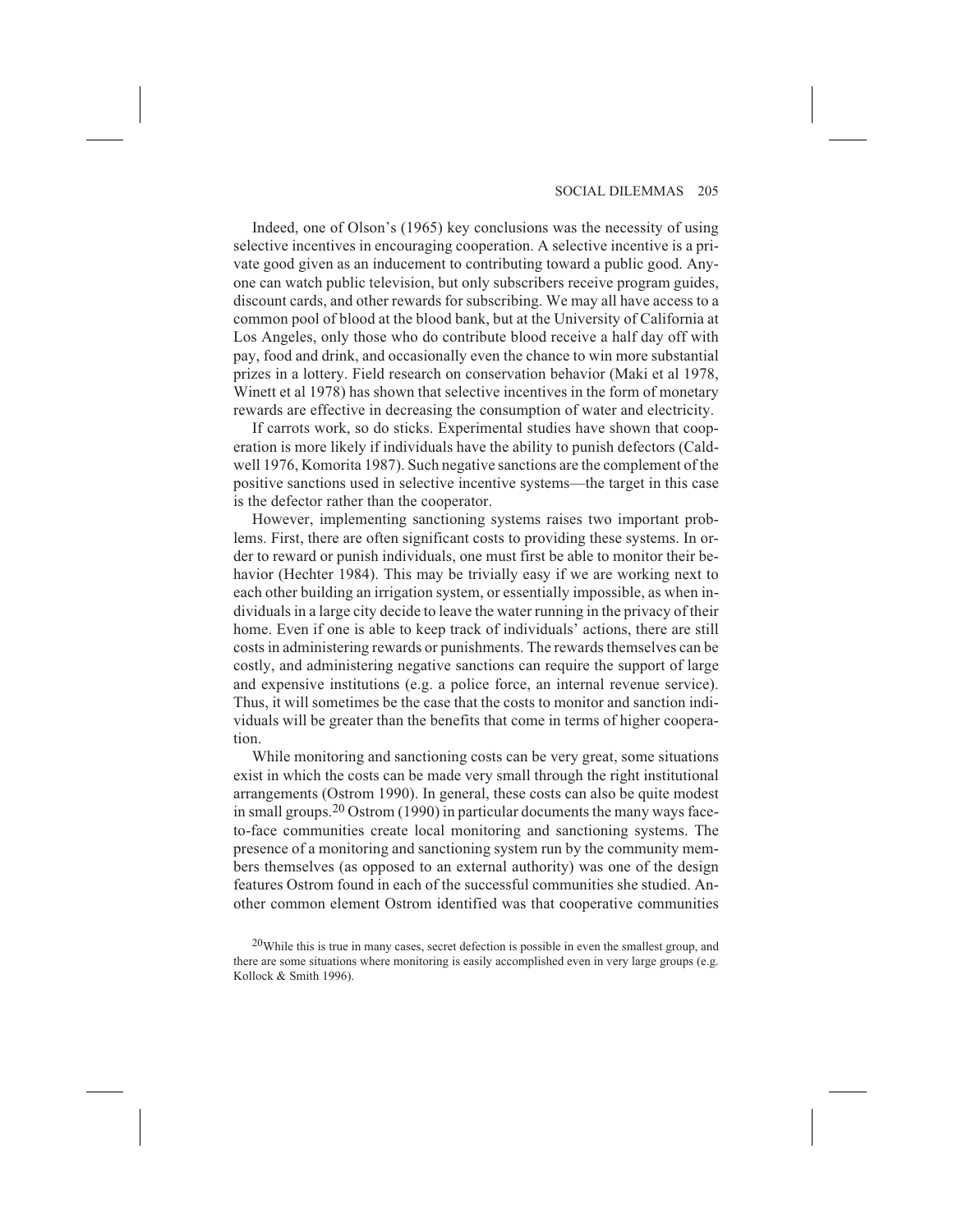Indeed, one of Olson's (1965) key conclusions was the necessity of using selective incentives in encouraging cooperation. A selective incentive is a private good given as an inducement to contributing toward a public good. Anyone can watch public television, but only subscribers receive program guides, discount cards, and other rewards for subscribing. We may all have access to a common pool of blood at the blood bank, but at the University of California at Los Angeles, only those who do contribute blood receive a half day off with pay, food and drink, and occasionally even the chance to win more substantial prizes in a lottery. Field research on conservation behavior (Maki et al 1978, Winett et al 1978) has shown that selective incentives in the form of monetary rewards are effective in decreasing the consumption of water and electricity.

If carrots work, so do sticks. Experimental studies have shown that cooperation is more likely if individuals have the ability to punish defectors (Caldwell 1976, Komorita 1987). Such negative sanctions are the complement of the positive sanctions used in selective incentive systems—the target in this case is the defector rather than the cooperator.

However, implementing sanctioning systems raises two important problems. First, there are often significant costs to providing these systems. In order to reward or punish individuals, one must first be able to monitor their behavior (Hechter 1984). This may be trivially easy if we are working next to each other building an irrigation system, or essentially impossible, as when individuals in a large city decide to leave the water running in the privacy of their home. Even if one is able to keep track of individuals' actions, there are still costs in administering rewards or punishments. The rewards themselves can be costly, and administering negative sanctions can require the support of large and expensive institutions (e.g. a police force, an internal revenue service). Thus, it will sometimes be the case that the costs to monitor and sanction individuals will be greater than the benefits that come in terms of higher cooperation.

While monitoring and sanctioning costs can be very great, some situations exist in which the costs can be made very small through the right institutional arrangements (Ostrom 1990). In general, these costs can also be quite modest in small groups.[20] Ostrom (1990) in particular documents the many ways face-to-face communities create local monitoring and sanctioning systems. The presence of a monitoring and sanctioning system run by the community members themselves (as opposed to an external authority) was one of the design features Ostrom found in each of the successful communities she studied. Another common element Ostrom identified was that cooperative communities

[20]While this is true in many cases, secret defection is possible in even the smallest group, and there are some situations where monitoring is easily accomplished even in very large groups (e.g. Kollock & Smith 1996).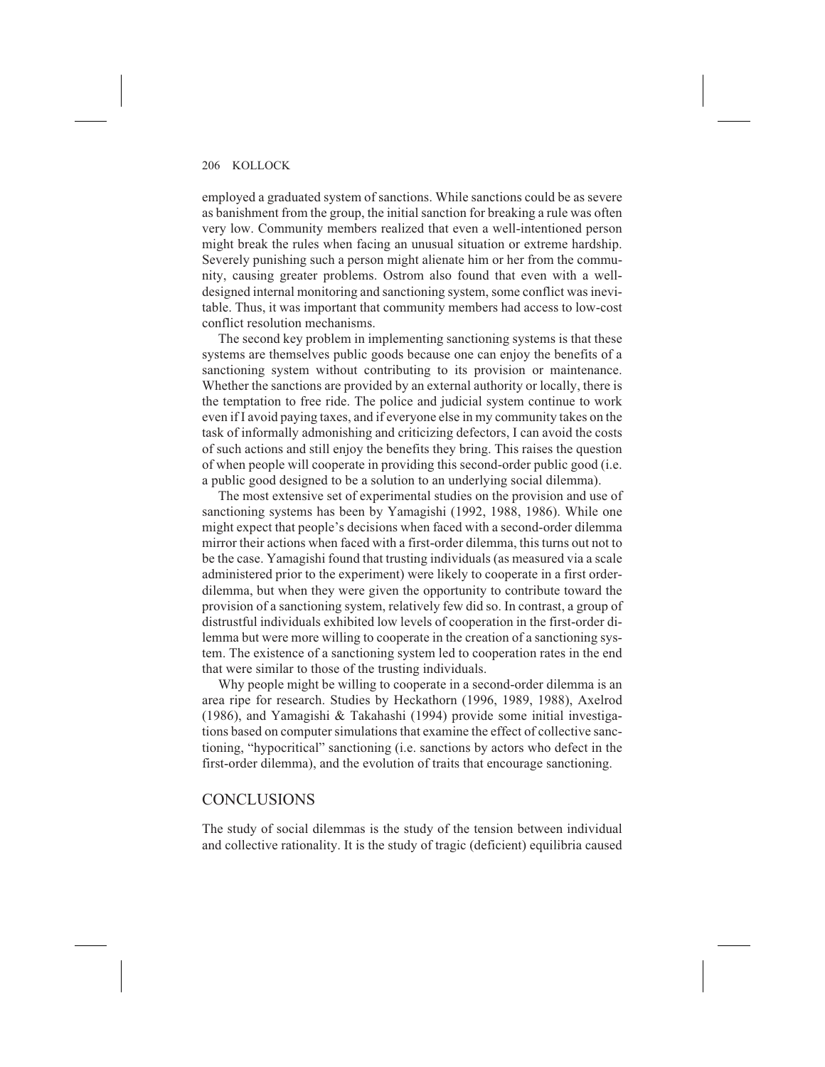employed a graduated system of sanctions. While sanctions could be as severe as banishment from the group, the initial sanction for breaking a rule was often very low. Community members realized that even a well-intentioned person might break the rules when facing an unusual situation or extreme hardship. Severely punishing such a person might alienate him or her from the community, causing greater problems. Ostrom also found that even with a well-designed internal monitoring and sanctioning system, some conflict was inevitable. Thus, it was important that community members had access to low-cost conflict resolution mechanisms.

The second key problem in implementing sanctioning systems is that these systems are themselves public goods because one can enjoy the benefits of a sanctioning system without contributing to its provision or maintenance. Whether the sanctions are provided by an external authority or locally, there is the temptation to free ride. The police and judicial system continue to work even if I avoid paying taxes, and if everyone else in my community takes on the task of informally admonishing and criticizing defectors, I can avoid the costs of such actions and still enjoy the benefits they bring. This raises the question of when people will cooperate in providing this second-order public good (i.e. a public good designed to be a solution to an underlying social dilemma).

The most extensive set of experimental studies on the provision and use of sanctioning systems has been by Yamagishi (1992, 1988, 1986). While one might expect that people's decisions when faced with a second-order dilemma mirror their actions when faced with a first-order dilemma, this turns out not to be the case. Yamagishi found that trusting individuals (as measured via a scale administered prior to the experiment) were likely to cooperate in a first order-dilemma, but when they were given the opportunity to contribute toward the provision of a sanctioning system, relatively few did so. In contrast, a group of distrustful individuals exhibited low levels of cooperation in the first-order dilemma but were more willing to cooperate in the creation of a sanctioning system. The existence of a sanctioning system led to cooperation rates in the end that were similar to those of the trusting individuals.

Why people might be willing to cooperate in a second-order dilemma is an area ripe for research. Studies by Heckathorn (1996, 1989, 1988), Axelrod (1986), and Yamagishi & Takahashi (1994) provide some initial investigations based on computer simulations that examine the effect of collective sanctioning, "hypocritical" sanctioning (i.e. sanctions by actors who defect in the first-order dilemma), and the evolution of traits that encourage sanctioning.

## CONCLUSIONS

The study of social dilemmas is the study of the tension between individual and collective rationality. It is the study of tragic (deficient) equilibria caused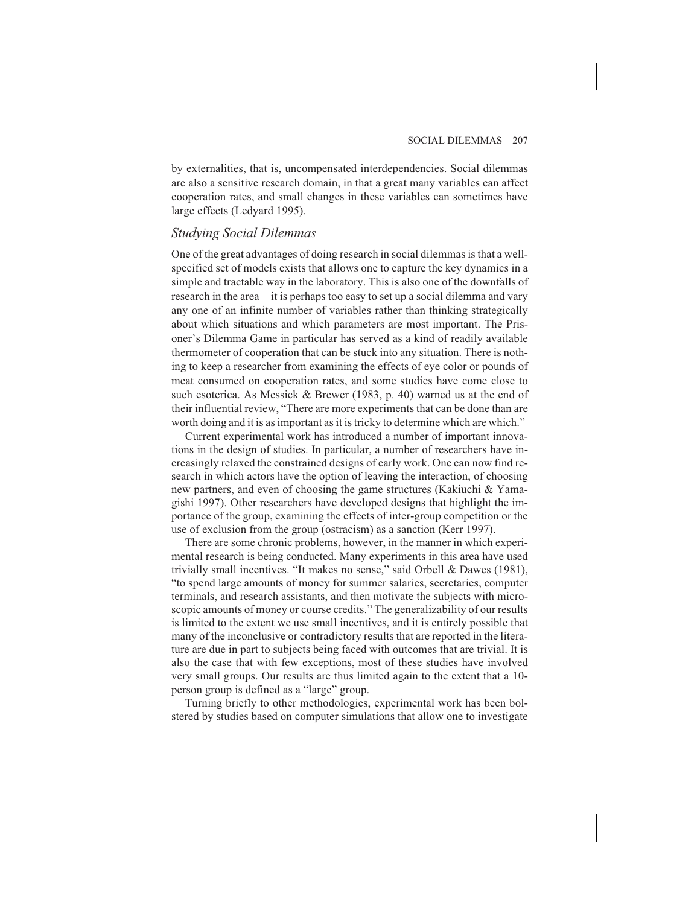by externalities, that is, uncompensated interdependencies. Social dilemmas are also a sensitive research domain, in that a great many variables can affect cooperation rates, and small changes in these variables can sometimes have large effects (Ledyard 1995).

### *Studying Social Dilemmas*

One of the great advantages of doing research in social dilemmas is that a well-specified set of models exists that allows one to capture the key dynamics in a simple and tractable way in the laboratory. This is also one of the downfalls of research in the area—it is perhaps too easy to set up a social dilemma and vary any one of an infinite number of variables rather than thinking strategically about which situations and which parameters are most important. The Prisoner's Dilemma Game in particular has served as a kind of readily available thermometer of cooperation that can be stuck into any situation. There is nothing to keep a researcher from examining the effects of eye color or pounds of meat consumed on cooperation rates, and some studies have come close to such esoterica. As Messick & Brewer (1983, p. 40) warned us at the end of their influential review, "There are more experiments that can be done than are worth doing and it is as important as it is tricky to determine which are which."

Current experimental work has introduced a number of important innovations in the design of studies. In particular, a number of researchers have increasingly relaxed the constrained designs of early work. One can now find research in which actors have the option of leaving the interaction, of choosing new partners, and even of choosing the game structures (Kakiuchi & Yamagishi 1997). Other researchers have developed designs that highlight the importance of the group, examining the effects of inter-group competition or the use of exclusion from the group (ostracism) as a sanction (Kerr 1997).

There are some chronic problems, however, in the manner in which experimental research is being conducted. Many experiments in this area have used trivially small incentives. "It makes no sense," said Orbell & Dawes (1981), "to spend large amounts of money for summer salaries, secretaries, computer terminals, and research assistants, and then motivate the subjects with microscopic amounts of money or course credits." The generalizability of our results is limited to the extent we use small incentives, and it is entirely possible that many of the inconclusive or contradictory results that are reported in the literature are due in part to subjects being faced with outcomes that are trivial. It is also the case that with few exceptions, most of these studies have involved very small groups. Our results are thus limited again to the extent that a 10-person group is defined as a "large" group.

Turning briefly to other methodologies, experimental work has been bolstered by studies based on computer simulations that allow one to investigate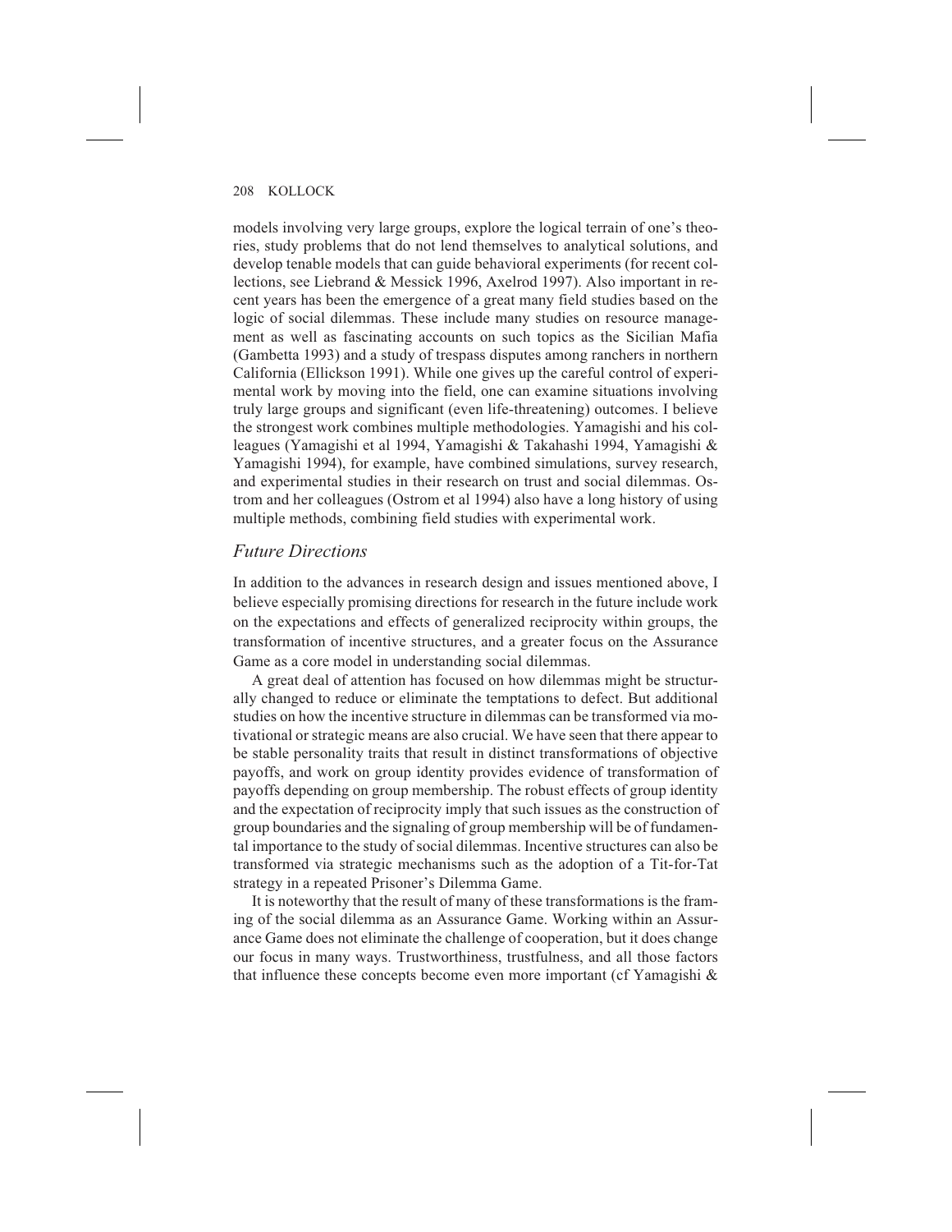models involving very large groups, explore the logical terrain of one's theories, study problems that do not lend themselves to analytical solutions, and develop tenable models that can guide behavioral experiments (for recent collections, see Liebrand & Messick 1996, Axelrod 1997). Also important in recent years has been the emergence of a great many field studies based on the logic of social dilemmas. These include many studies on resource management as well as fascinating accounts on such topics as the Sicilian Mafia (Gambetta 1993) and a study of trespass disputes among ranchers in northern California (Ellickson 1991). While one gives up the careful control of experimental work by moving into the field, one can examine situations involving truly large groups and significant (even life-threatening) outcomes. I believe the strongest work combines multiple methodologies. Yamagishi and his colleagues (Yamagishi et al 1994, Yamagishi & Takahashi 1994, Yamagishi & Yamagishi 1994), for example, have combined simulations, survey research, and experimental studies in their research on trust and social dilemmas. Ostrom and her colleagues (Ostrom et al 1994) also have a long history of using multiple methods, combining field studies with experimental work.

## *Future Directions*

In addition to the advances in research design and issues mentioned above, I believe especially promising directions for research in the future include work on the expectations and effects of generalized reciprocity within groups, the transformation of incentive structures, and a greater focus on the Assurance Game as a core model in understanding social dilemmas.

A great deal of attention has focused on how dilemmas might be structurally changed to reduce or eliminate the temptations to defect. But additional studies on how the incentive structure in dilemmas can be transformed via motivational or strategic means are also crucial. We have seen that there appear to be stable personality traits that result in distinct transformations of objective payoffs, and work on group identity provides evidence of transformation of payoffs depending on group membership. The robust effects of group identity and the expectation of reciprocity imply that such issues as the construction of group boundaries and the signaling of group membership will be of fundamental importance to the study of social dilemmas. Incentive structures can also be transformed via strategic mechanisms such as the adoption of a Tit-for-Tat strategy in a repeated Prisoner's Dilemma Game.

It is noteworthy that the result of many of these transformations is the framing of the social dilemma as an Assurance Game. Working within an Assurance Game does not eliminate the challenge of cooperation, but it does change our focus in many ways. Trustworthiness, trustfulness, and all those factors that influence these concepts become even more important (cf Yamagishi &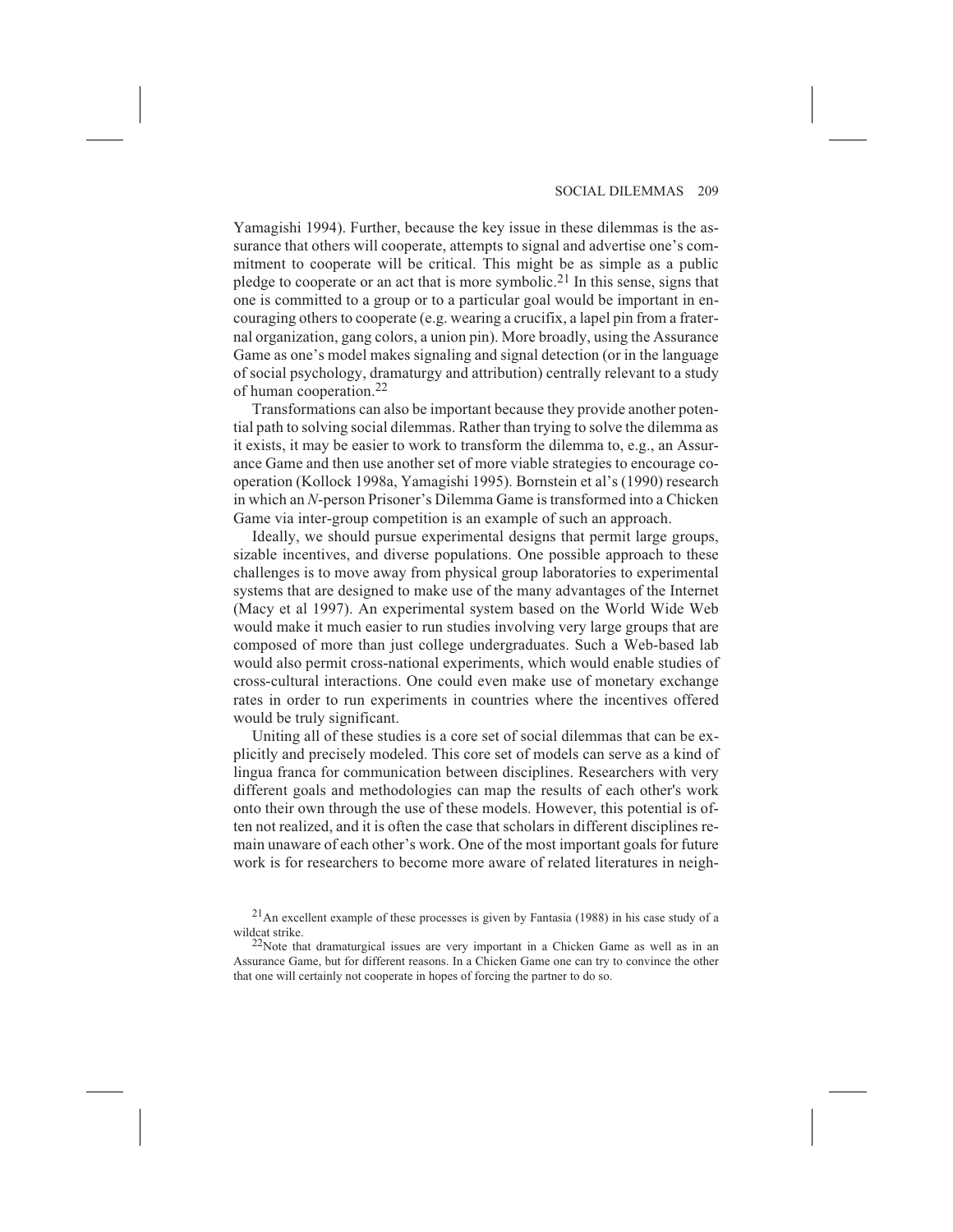Yamagishi 1994). Further, because the key issue in these dilemmas is the assurance that others will cooperate, attempts to signal and advertise one's commitment to cooperate will be critical. This might be as simple as a public pledge to cooperate or an act that is more symbolic.[21] In this sense, signs that one is committed to a group or to a particular goal would be important in encouraging others to cooperate (e.g. wearing a crucifix, a lapel pin from a fraternal organization, gang colors, a union pin). More broadly, using the Assurance Game as one's model makes signaling and signal detection (or in the language of social psychology, dramaturgy and attribution) centrally relevant to a study of human cooperation.[22]

Transformations can also be important because they provide another potential path to solving social dilemmas. Rather than trying to solve the dilemma as it exists, it may be easier to work to transform the dilemma to, e.g., an Assurance Game and then use another set of more viable strategies to encourage cooperation (Kollock 1998a, Yamagishi 1995). Bornstein et al's (1990) research in which an *N*-person Prisoner's Dilemma Game is transformed into a Chicken Game via inter-group competition is an example of such an approach.

Ideally, we should pursue experimental designs that permit large groups, sizable incentives, and diverse populations. One possible approach to these challenges is to move away from physical group laboratories to experimental systems that are designed to make use of the many advantages of the Internet (Macy et al 1997). An experimental system based on the World Wide Web would make it much easier to run studies involving very large groups that are composed of more than just college undergraduates. Such a Web-based lab would also permit cross-national experiments, which would enable studies of cross-cultural interactions. One could even make use of monetary exchange rates in order to run experiments in countries where the incentives offered would be truly significant.

Uniting all of these studies is a core set of social dilemmas that can be explicitly and precisely modeled. This core set of models can serve as a kind of lingua franca for communication between disciplines. Researchers with very different goals and methodologies can map the results of each other's work onto their own through the use of these models. However, this potential is often not realized, and it is often the case that scholars in different disciplines remain unaware of each other's work. One of the most important goals for future work is for researchers to become more aware of related literatures in neigh-

[21] An excellent example of these processes is given by Fantasia (1988) in his case study of a wildcat strike.

[22] Note that dramaturgical issues are very important in a Chicken Game as well as in an Assurance Game, but for different reasons. In a Chicken Game one can try to convince the other that one will certainly not cooperate in hopes of forcing the partner to do so.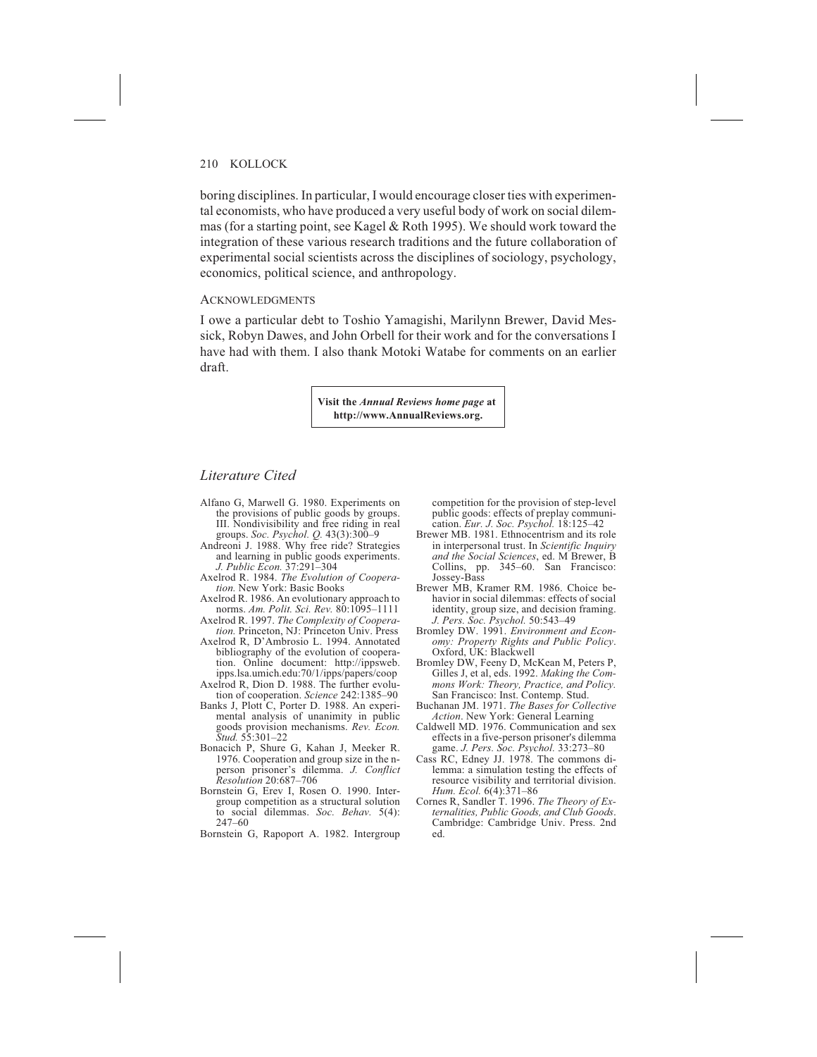boring disciplines. In particular, I would encourage closer ties with experimental economists, who have produced a very useful body of work on social dilemmas (for a starting point, see Kagel & Roth 1995). We should work toward the integration of these various research traditions and the future collaboration of experimental social scientists across the disciplines of sociology, psychology, economics, political science, and anthropology.

### ACKNOWLEDGMENTS

I owe a particular debt to Toshio Yamagishi, Marilynn Brewer, David Messick, Robyn Dawes, and John Orbell for their work and for the conversations I have had with them. I also thank Motoki Watabe for comments on an earlier draft.

**Visit the *Annual Reviews home page* at http://www.AnnualReviews.org.**

## *Literature Cited*

Alfano G, Marwell G. 1980. Experiments on the provisions of public goods by groups. III. Nondivisibility and free riding in real groups. *Soc. Psychol. Q.* 43(3):300–9

Andreoni J. 1988. Why free ride? Strategies and learning in public goods experiments. *J. Public Econ.* 37:291–304

Axelrod R. 1984. *The Evolution of Cooperation.* New York: Basic Books

Axelrod R. 1986. An evolutionary approach to norms. *Am. Polit. Sci. Rev.* 80:1095–1111

Axelrod R. 1997. *The Complexity of Cooperation.* Princeton, NJ: Princeton Univ. Press

Axelrod R, D'Ambrosio L. 1994. Annotated bibliography of the evolution of cooperation. Online document: http://ippsweb.ipps.lsa.umich.edu:70/1/ipps/papers/coop

Axelrod R, Dion D. 1988. The further evolution of cooperation. *Science* 242:1385–90

Banks J, Plott C, Porter D. 1988. An experimental analysis of unanimity in public goods provision mechanisms. *Rev. Econ. Stud.* 55:301–22

Bonacich P, Shure G, Kahan J, Meeker R. 1976. Cooperation and group size in the n-person prisoner's dilemma. *J. Conflict Resolution* 20:687–706

Bornstein G, Erev I, Rosen O. 1990. Intergroup competition as a structural solution to social dilemmas. *Soc. Behav.* 5(4):247–60

Bornstein G, Rapoport A. 1982. Intergroup competition for the provision of step-level public goods: effects of preplay communication. *Eur. J. Soc. Psychol.* 18:125–42

Brewer MB. 1981. Ethnocentrism and its role in interpersonal trust. In *Scientific Inquiry and the Social Sciences*, ed. M Brewer, B Collins, pp. 345–60. San Francisco: Jossey-Bass

Brewer MB, Kramer RM. 1986. Choice behavior in social dilemmas: effects of social identity, group size, and decision framing. *J. Pers. Soc. Psychol.* 50:543–49

Bromley DW. 1991. *Environment and Economy: Property Rights and Public Policy*. Oxford, UK: Blackwell

Bromley DW, Feeny D, McKean M, Peters P, Gilles J, et al, eds. 1992. *Making the Commons Work: Theory, Practice, and Policy.* San Francisco: Inst. Contemp. Stud.

Buchanan JM. 1971. *The Bases for Collective Action*. New York: General Learning

Caldwell MD. 1976. Communication and sex effects in a five-person prisoner's dilemma game. *J. Pers. Soc. Psychol.* 33:273–80

Cass RC, Edney JJ. 1978. The commons dilemma: a simulation testing the effects of resource visibility and territorial division. *Hum. Ecol.* 6(4):371–86

Cornes R, Sandler T. 1996. *The Theory of Externalities, Public Goods, and Club Goods*. Cambridge: Cambridge Univ. Press. 2nd ed.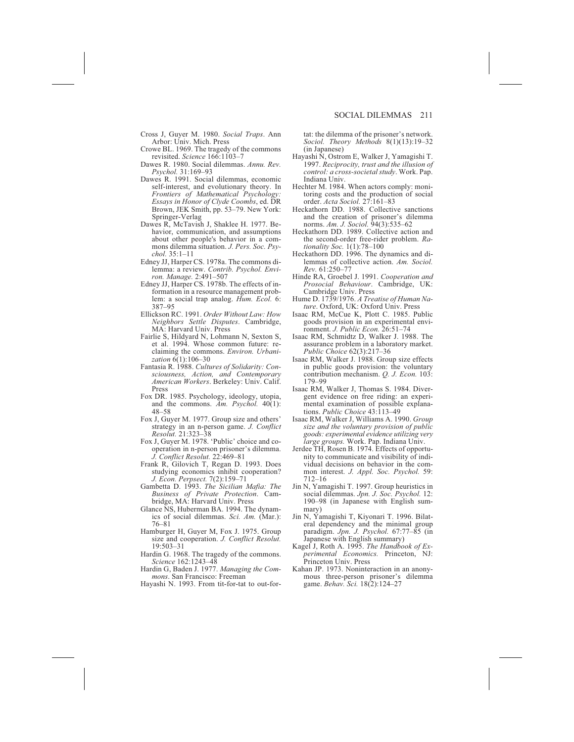Cross J, Guyer M. 1980. *Social Traps*. Ann Arbor: Univ. Mich. Press

Crowe BL. 1969. The tragedy of the commons revisited. *Science* 166:1103–7

Dawes R. 1980. Social dilemmas. *Annu. Rev. Psychol.* 31:169–93

Dawes R. 1991. Social dilemmas, economic self-interest, and evolutionary theory. In *Frontiers of Mathematical Psychology: Essays in Honor of Clyde Coombs*, ed. DR Brown, JEK Smith, pp. 53–79. New York: Springer-Verlag

Dawes R, McTavish J, Shaklee H. 1977. Behavior, communication, and assumptions about other people's behavior in a commons dilemma situation. *J. Pers. Soc. Psychol.* 35:1–11

Edney JJ, Harper CS. 1978a. The commons dilemma: a review. *Contrib. Psychol. Environ. Manage.* 2:491–507

Edney JJ, Harper CS. 1978b. The effects of information in a resource management problem: a social trap analog. *Hum. Ecol.* 6: 387–95

Ellickson RC. 1991. *Order Without Law: How Neighbors Settle Disputes*. Cambridge, MA: Harvard Univ. Press

Fairlie S, Hildyard N, Lohmann N, Sexton S, et al. 1994. Whose common future: reclaiming the commons. *Environ. Urbanization* 6(1):106–30

Fantasia R. 1988. *Cultures of Solidarity: Consciousness, Action, and Contemporary American Workers*. Berkeley: Univ. Calif. Press

Fox DR. 1985. Psychology, ideology, utopia, and the commons. *Am. Psychol.* 40(1): 48–58

Fox J, Guyer M. 1977. Group size and others' strategy in an n-person game. *J. Conflict Resolut.* 21:323–38

Fox J, Guyer M. 1978. 'Public' choice and cooperation in n-person prisoner's dilemma. *J. Conflict Resolut.* 22:469–81

Frank R, Gilovich T, Regan D. 1993. Does studying economics inhibit cooperation? *J. Econ. Perpsect.* 7(2):159–71

Gambetta D. 1993. *The Sicilian Mafia: The Business of Private Protection*. Cambridge, MA: Harvard Univ. Press

Glance NS, Huberman BA. 1994. The dynamics of social dilemmas. *Sci. Am.* (Mar.): 76–81

Hamburger H, Guyer M, Fox J. 1975. Group size and cooperation. *J. Conflict Resolut.* 19:503–31

Hardin G. 1968. The tragedy of the commons. *Science* 162:1243–48

Hardin G, Baden J. 1977. *Managing the Commons*. San Francisco: Freeman

Hayashi N. 1993. From tit-for-tat to out-for-tat: the dilemma of the prisoner's network. *Sociol. Theory Methods* 8(1)(13):19–32 (in Japanese)

Hayashi N, Ostrom E, Walker J, Yamagishi T. 1997. *Reciprocity, trust and the illusion of control: a cross-societal study*. Work. Pap. Indiana Univ.

Hechter M. 1984. When actors comply: monitoring costs and the production of social order. *Acta Sociol.* 27:161–83

Heckathorn DD. 1988. Collective sanctions and the creation of prisoner's dilemma norms. *Am. J. Sociol.* 94(3):535–62

Heckathorn DD. 1989. Collective action and the second-order free-rider problem. *Rationality Soc.* 1(1):78–100

Heckathorn DD. 1996. The dynamics and dilemmas of collective action. *Am. Sociol. Rev.* 61:250–77

Hinde RA, Groebel J. 1991. *Cooperation and Prosocial Behaviour*. Cambridge, UK: Cambridge Univ. Press

Hume D. 1739/1976. *A Treatise of Human Nature*. Oxford, UK: Oxford Univ. Press

Isaac RM, McCue K, Plott C. 1985. Public goods provision in an experimental environment. *J. Public Econ.* 26:51–74

Isaac RM, Schmidtz D, Walker J. 1988. The assurance problem in a laboratory market. *Public Choice* 62(3):217–36

Isaac RM, Walker J. 1988. Group size effects in public goods provision: the voluntary contribution mechanism. *Q. J. Econ.* 103: 179–99

Isaac RM, Walker J, Thomas S. 1984. Divergent evidence on free riding: an experimental examination of possible explanations. *Public Choice* 43:113–49

Isaac RM, Walker J, Williams A. 1990. *Group size and the voluntary provision of public goods: experimental evidence utilizing very large groups.* Work. Pap. Indiana Univ.

Jerdee TH, Rosen B. 1974. Effects of opportunity to communicate and visibility of individual decisions on behavior in the common interest. *J. Appl. Soc. Psychol.* 59: 712–16

Jin N, Yamagishi T. 1997. Group heuristics in social dilemmas. *Jpn. J. Soc. Psychol.* 12: 190–98 (in Japanese with English summary)

Jin N, Yamagishi T, Kiyonari T. 1996. Bilateral dependency and the minimal group paradigm. *Jpn. J. Psychol.* 67:77–85 (in Japanese with English summary)

Kagel J, Roth A. 1995. *The Handbook of Experimental Economics.* Princeton, NJ: Princeton Univ. Press

Kahan JP. 1973. Noninteraction in an anonymous three-person prisoner's dilemma game. *Behav. Sci.* 18(2):124–27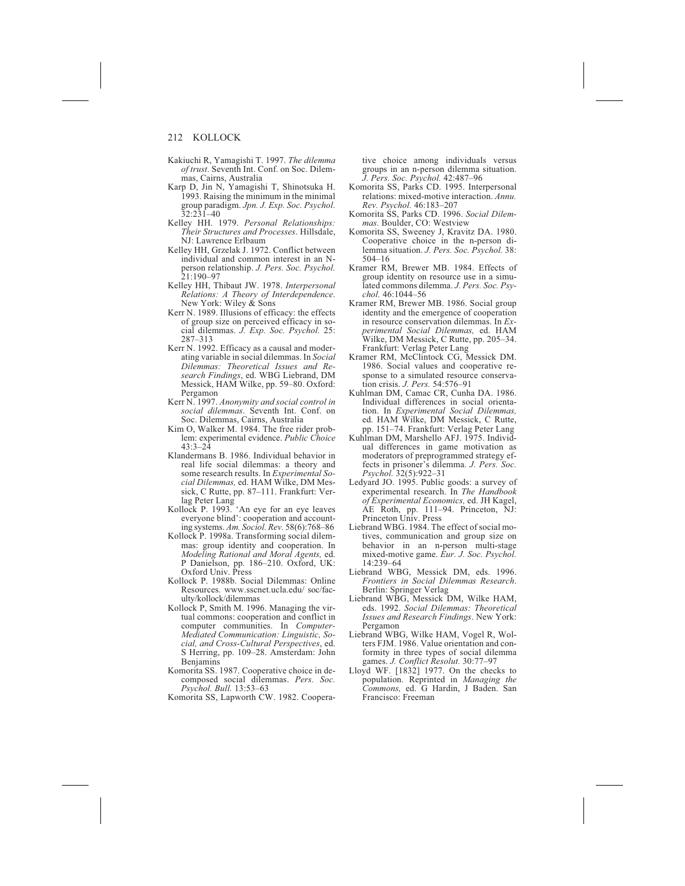Kakiuchi R, Yamagishi T. 1997. *The dilemma of trust*. Seventh Int. Conf. on Soc. Dilemmas, Cairns, Australia

Karp D, Jin N, Yamagishi T, Shinotsuka H. 1993. Raising the minimum in the minimal group paradigm. *Jpn. J. Exp. Soc. Psychol.* 32:231–40

Kelley HH. 1979. *Personal Relationships: Their Structures and Processes*. Hillsdale, NJ: Lawrence Erlbaum

Kelley HH, Grzelak J. 1972. Conflict between individual and common interest in an N-person relationship. *J. Pers. Soc. Psychol.* 21:190–97

Kelley HH, Thibaut JW. 1978. *Interpersonal Relations: A Theory of Interdependence*. New York: Wiley & Sons

Kerr N. 1989. Illusions of efficacy: the effects of group size on perceived efficacy in social dilemmas. *J. Exp. Soc. Psychol.* 25: 287–313

Kerr N. 1992. Efficacy as a causal and moderating variable in social dilemmas. In *Social Dilemmas: Theoretical Issues and Research Findings*, ed. WBG Liebrand, DM Messick, HAM Wilke, pp. 59–80. Oxford: Pergamon

Kerr N. 1997. *Anonymity and social control in social dilemmas*. Seventh Int. Conf. on Soc. Dilemmas, Cairns, Australia

Kim O, Walker M. 1984. The free rider problem: experimental evidence. *Public Choice* 43:3–24

Klandermans B. 1986. Individual behavior in real life social dilemmas: a theory and some research results. In *Experimental Social Dilemmas,* ed. HAM Wilke, DM Messick, C Rutte, pp. 87–111. Frankfurt: Verlag Peter Lang

Kollock P. 1993. 'An eye for an eye leaves everyone blind': cooperation and accounting systems. *Am. Sociol. Rev.* 58(6):768–86

Kollock P. 1998a. Transforming social dilemmas: group identity and cooperation. In *Modeling Rational and Moral Agents,* ed. P Danielson, pp. 186–210. Oxford, UK: Oxford Univ. Press

Kollock P. 1988b. Social Dilemmas: Online Resources. www.sscnet.ucla.edu/ soc/faculty/kollock/dilemmas

Kollock P, Smith M. 1996. Managing the virtual commons: cooperation and conflict in computer communities. In *Computer-Mediated Communication: Linguistic, Social, and Cross-Cultural Perspectives*, ed. S Herring, pp. 109–28. Amsterdam: John Benjamins

Komorita SS. 1987. Cooperative choice in decomposed social dilemmas. *Pers. Soc. Psychol. Bull.* 13:53–63

Komorita SS, Lapworth CW. 1982. Cooperative choice among individuals versus groups in an n-person dilemma situation. *J. Pers. Soc. Psychol.* 42:487–96

Komorita SS, Parks CD. 1995. Interpersonal relations: mixed-motive interaction. *Annu. Rev. Psychol.* 46:183–207

Komorita SS, Parks CD. 1996. *Social Dilemmas.* Boulder, CO: Westview

Komorita SS, Sweeney J, Kravitz DA. 1980. Cooperative choice in the n-person dilemma situation. *J. Pers. Soc. Psychol.* 38: 504–16

Kramer RM, Brewer MB. 1984. Effects of group identity on resource use in a simulated commons dilemma. *J. Pers. Soc. Psychol.* 46:1044–56

Kramer RM, Brewer MB. 1986. Social group identity and the emergence of cooperation in resource conservation dilemmas. In *Experimental Social Dilemmas,* ed. HAM Wilke, DM Messick, C Rutte, pp. 205–34. Frankfurt: Verlag Peter Lang

Kramer RM, McClintock CG, Messick DM. 1986. Social values and cooperative response to a simulated resource conservation crisis. *J. Pers.* 54:576–91

Kuhlman DM, Camac CR, Cunha DA. 1986. Individual differences in social orientation. In *Experimental Social Dilemmas,* ed. HAM Wilke, DM Messick, C Rutte, pp. 151–74. Frankfurt: Verlag Peter Lang

Kuhlman DM, Marshello AFJ. 1975. Individual differences in game motivation as moderators of preprogrammed strategy effects in prisoner's dilemma. *J. Pers. Soc. Psychol.* 32(5):922–31

Ledyard JO. 1995. Public goods: a survey of experimental research. In *The Handbook of Experimental Economics,* ed. JH Kagel, AE Roth, pp. 111–94. Princeton, NJ: Princeton Univ. Press

Liebrand WBG. 1984. The effect of social motives, communication and group size on behavior in an n-person multi-stage mixed-motive game. *Eur. J. Soc. Psychol.* 14:239–64

Liebrand WBG, Messick DM, eds. 1996. *Frontiers in Social Dilemmas Research*. Berlin: Springer Verlag

Liebrand WBG, Messick DM, Wilke HAM, eds. 1992. *Social Dilemmas: Theoretical Issues and Research Findings*. New York: Pergamon

Liebrand WBG, Wilke HAM, Vogel R, Wolters FJM. 1986. Value orientation and conformity in three types of social dilemma games. *J. Conflict Resolut.* 30:77–97

Lloyd WF. [1832] 1977. On the checks to population. Reprinted in *Managing the Commons,* ed. G Hardin, J Baden. San Francisco: Freeman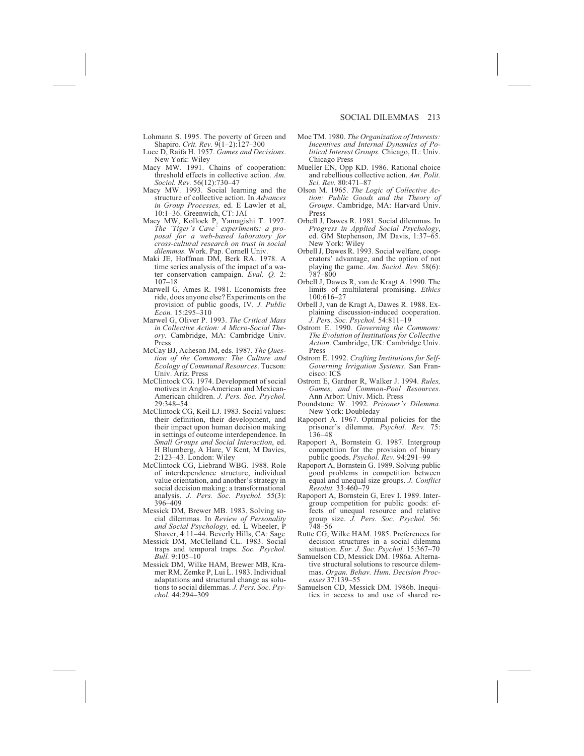Lohmann S. 1995. The poverty of Green and Shapiro. *Crit. Rev.* 9(1–2):127–300

Luce D, Raifa H. 1957. *Games and Decisions*. New York: Wiley

Macy MW. 1991. Chains of cooperation: threshold effects in collective action. *Am. Sociol. Rev.* 56(12):730–47

Macy MW. 1993. Social learning and the structure of collective action. In *Advances in Group Processes,* ed. E Lawler et al, 10:1–36. Greenwich, CT: JAI

Macy MW, Kollock P, Yamagishi T. 1997. *The 'Tiger's Cave' experiments: a proposal for a web-based laboratory for cross-cultural research on trust in social dilemmas.* Work. Pap. Cornell Univ.

Maki JE, Hoffman DM, Berk RA. 1978. A time series analysis of the impact of a water conservation campaign. *Eval. Q.* 2: 107–18

Marwell G, Ames R. 1981. Economists free ride, does anyone else? Experiments on the provision of public goods, IV. *J. Public Econ.* 15:295–310

Marwel G, Oliver P. 1993. *The Critical Mass in Collective Action: A Micro-Social Theory.* Cambridge, MA: Cambridge Univ. Press

McCay BJ, Acheson JM, eds. 1987. *The Question of the Commons: The Culture and Ecology of Communal Resources*. Tucson: Univ. Ariz. Press

McClintock CG. 1974. Development of social motives in Anglo-American and Mexican-American children. *J. Pers. Soc. Psychol.* 29:348–54

McClintock CG, Keil LJ. 1983. Social values: their definition, their development, and their impact upon human decision making in settings of outcome interdependence. In *Small Groups and Social Interaction*, ed. H Blumberg, A Hare, V Kent, M Davies, 2:123–43. London: Wiley

McClintock CG, Liebrand WBG. 1988. Role of interdependence structure, individual value orientation, and another's strategy in social decision making: a transformational analysis. *J. Pers. Soc. Psychol.* 55(3): 396–409

Messick DM, Brewer MB. 1983. Solving social dilemmas. In *Review of Personality and Social Psychology,* ed. L Wheeler, P Shaver, 4:11–44. Beverly Hills, CA: Sage

Messick DM, McClelland CL. 1983. Social traps and temporal traps. *Soc. Psychol. Bull.* 9:105–10

Messick DM, Wilke HAM, Brewer MB, Kramer RM, Zemke P, Lui L. 1983. Individual adaptations and structural change as solutions to social dilemmas. *J. Pers. Soc. Psychol.* 44:294–309

Moe TM. 1980. *The Organization of Interests: Incentives and Internal Dynamics of Political Interest Groups.* Chicago, IL: Univ. Chicago Press

Mueller EN, Opp KD. 1986. Rational choice and rebellious collective action. *Am. Polit. Sci. Rev.* 80:471–87

Olson M. 1965. *The Logic of Collective Action: Public Goods and the Theory of Groups*. Cambridge, MA: Harvard Univ. Press

Orbell J, Dawes R. 1981. Social dilemmas. In *Progress in Applied Social Psychology*, ed. GM Stephenson, JM Davis, 1:37–65. New York: Wiley

Orbell J, Dawes R. 1993. Social welfare, cooperators' advantage, and the option of not playing the game. *Am. Sociol. Rev.* 58(6): 787–800

Orbell J, Dawes R, van de Kragt A. 1990. The limits of multilateral promising. *Ethics* 100:616–27

Orbell J, van de Kragt A, Dawes R. 1988. Explaining discussion-induced cooperation. *J. Pers. Soc. Psychol.* 54:811–19

Ostrom E. 1990. *Governing the Commons: The Evolution of Institutions for Collective Action*. Cambridge, UK: Cambridge Univ. Press

Ostrom E. 1992. *Crafting Institutions for Self-Governing Irrigation Systems*. San Francisco: ICS

Ostrom E, Gardner R, Walker J. 1994. *Rules, Games, and Common-Pool Resources*. Ann Arbor: Univ. Mich. Press

Poundstone W. 1992. *Prisoner's Dilemma.* New York: Doubleday

Rapoport A. 1967. Optimal policies for the prisoner's dilemma. *Psychol. Rev.* 75: 136–48

Rapoport A, Bornstein G. 1987. Intergroup competition for the provision of binary public goods. *Psychol. Rev.* 94:291–99

Rapoport A, Bornstein G. 1989. Solving public good problems in competition between equal and unequal size groups. *J. Conflict Resolut.* 33:460–79

Rapoport A, Bornstein G, Erev I. 1989. Intergroup competition for public goods: effects of unequal resource and relative group size. *J. Pers. Soc. Psychol.* 56: 748–56

Rutte CG, Wilke HAM. 1985. Preferences for decision structures in a social dilemma situation. *Eur. J. Soc. Psychol.* 15:367–70

Samuelson CD, Messick DM. 1986a. Alternative structural solutions to resource dilemmas. *Organ. Behav. Hum. Decision Processes* 37:139–55

Samuelson CD, Messick DM. 1986b. Inequities in access to and use of shared re-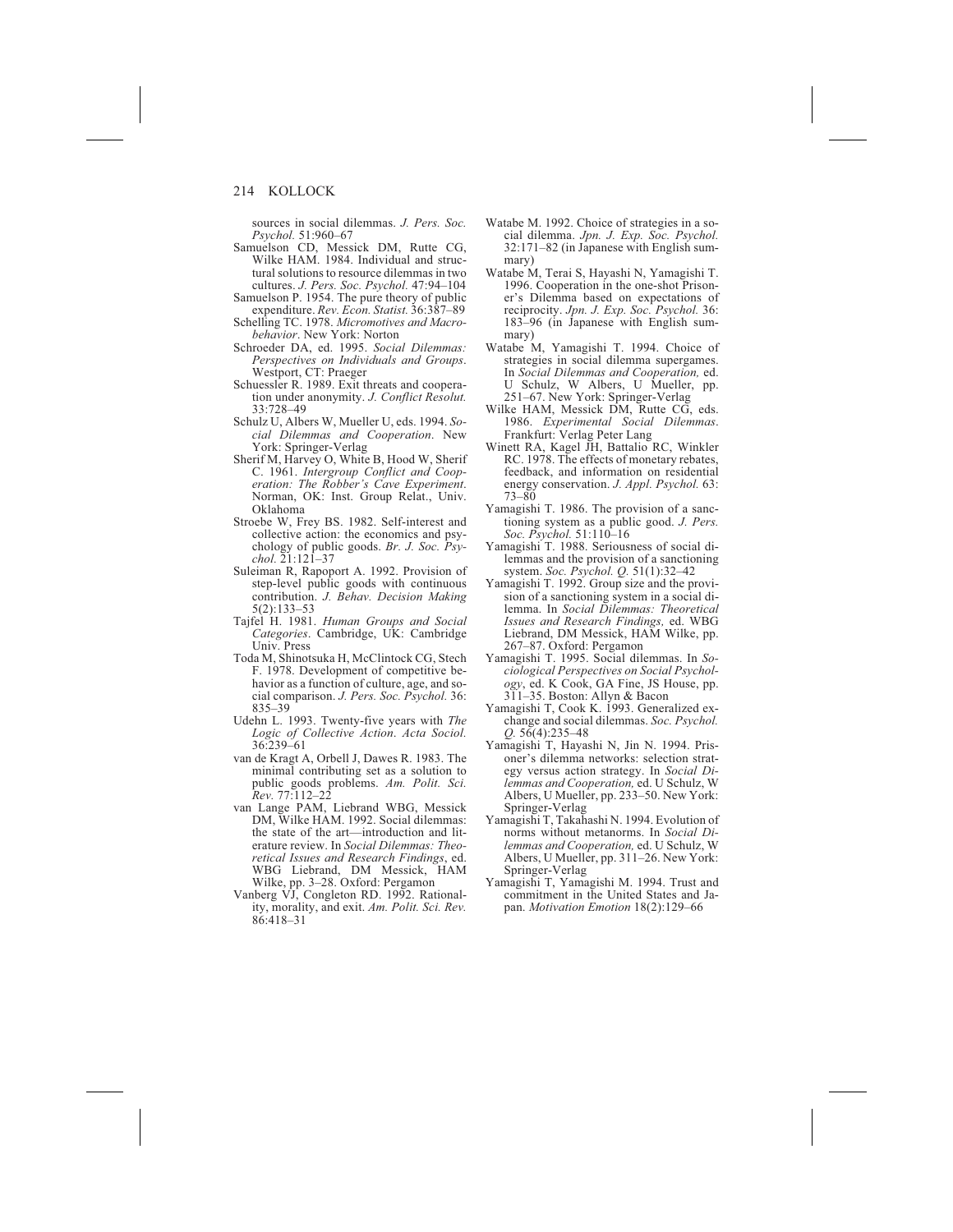sources in social dilemmas. *J. Pers. Soc. Psychol.* 51:960–67

Samuelson CD, Messick DM, Rutte CG, Wilke HAM. 1984. Individual and structural solutions to resource dilemmas in two cultures. *J. Pers. Soc. Psychol.* 47:94–104

Samuelson P. 1954. The pure theory of public expenditure. *Rev. Econ. Statist.* 36:387–89

Schelling TC. 1978. *Micromotives and Macrobehavior*. New York: Norton

Schroeder DA, ed. 1995. *Social Dilemmas: Perspectives on Individuals and Groups*. Westport, CT: Praeger

Schuessler R. 1989. Exit threats and cooperation under anonymity. *J. Conflict Resolut.* 33:728–49

Schulz U, Albers W, Mueller U, eds. 1994. *Social Dilemmas and Cooperation*. New York: Springer-Verlag

Sherif M, Harvey O, White B, Hood W, Sherif C. 1961. *Intergroup Conflict and Cooperation: The Robber's Cave Experiment*. Norman, OK: Inst. Group Relat., Univ. Oklahoma

Stroebe W, Frey BS. 1982. Self-interest and collective action: the economics and psychology of public goods. *Br. J. Soc. Psychol.* 21:121–37

Suleiman R, Rapoport A. 1992. Provision of step-level public goods with continuous contribution. *J. Behav. Decision Making* 5(2):133–53

Tajfel H. 1981. *Human Groups and Social Categories*. Cambridge, UK: Cambridge Univ. Press

Toda M, Shinotsuka H, McClintock CG, Stech F. 1978. Development of competitive behavior as a function of culture, age, and social comparison. *J. Pers. Soc. Psychol.* 36: 835–39

Udehn L. 1993. Twenty-five years with *The Logic of Collective Action*. *Acta Sociol.* 36:239–61

van de Kragt A, Orbell J, Dawes R. 1983. The minimal contributing set as a solution to public goods problems. *Am. Polit. Sci. Rev.* 77:112–22

van Lange PAM, Liebrand WBG, Messick DM, Wilke HAM. 1992. Social dilemmas: the state of the art—introduction and literature review. In *Social Dilemmas: Theoretical Issues and Research Findings*, ed. WBG Liebrand, DM Messick, HAM Wilke, pp. 3–28. Oxford: Pergamon

Vanberg VJ, Congleton RD. 1992. Rationality, morality, and exit. *Am. Polit. Sci. Rev.* 86:418–31

Watabe M. 1992. Choice of strategies in a social dilemma. *Jpn. J. Exp. Soc. Psychol.* 32:171–82 (in Japanese with English summary)

Watabe M, Terai S, Hayashi N, Yamagishi T. 1996. Cooperation in the one-shot Prisoner's Dilemma based on expectations of reciprocity. *Jpn. J. Exp. Soc. Psychol.* 36: 183–96 (in Japanese with English summary)

Watabe M, Yamagishi T. 1994. Choice of strategies in social dilemma supergames. In *Social Dilemmas and Cooperation,* ed. U Schulz, W Albers, U Mueller, pp. 251–67. New York: Springer-Verlag

Wilke HAM, Messick DM, Rutte CG, eds. 1986. *Experimental Social Dilemmas*. Frankfurt: Verlag Peter Lang

Winett RA, Kagel JH, Battalio RC, Winkler RC. 1978. The effects of monetary rebates, feedback, and information on residential energy conservation. *J. Appl. Psychol.* 63: 73–80

Yamagishi T. 1986. The provision of a sanctioning system as a public good. *J. Pers. Soc. Psychol.* 51:110–16

Yamagishi T. 1988. Seriousness of social dilemmas and the provision of a sanctioning system. *Soc. Psychol. Q.* 51(1):32–42

Yamagishi T. 1992. Group size and the provision of a sanctioning system in a social dilemma. In *Social Dilemmas: Theoretical Issues and Research Findings,* ed. WBG Liebrand, DM Messick, HAM Wilke, pp. 267–87. Oxford: Pergamon

Yamagishi T. 1995. Social dilemmas. In *Sociological Perspectives on Social Psychology*, ed. K Cook, GA Fine, JS House, pp. 311–35. Boston: Allyn & Bacon

Yamagishi T, Cook K. 1993. Generalized exchange and social dilemmas. *Soc. Psychol. Q.* 56(4):235–48

Yamagishi T, Hayashi N, Jin N. 1994. Prisoner's dilemma networks: selection strategy versus action strategy. In *Social Dilemmas and Cooperation,* ed. U Schulz, W Albers, U Mueller, pp. 233–50. New York: Springer-Verlag

Yamagishi T, Takahashi N. 1994. Evolution of norms without metanorms. In *Social Dilemmas and Cooperation,* ed. U Schulz, W Albers, U Mueller, pp. 311–26. New York: Springer-Verlag

Yamagishi T, Yamagishi M. 1994. Trust and commitment in the United States and Japan. *Motivation Emotion* 18(2):129–66